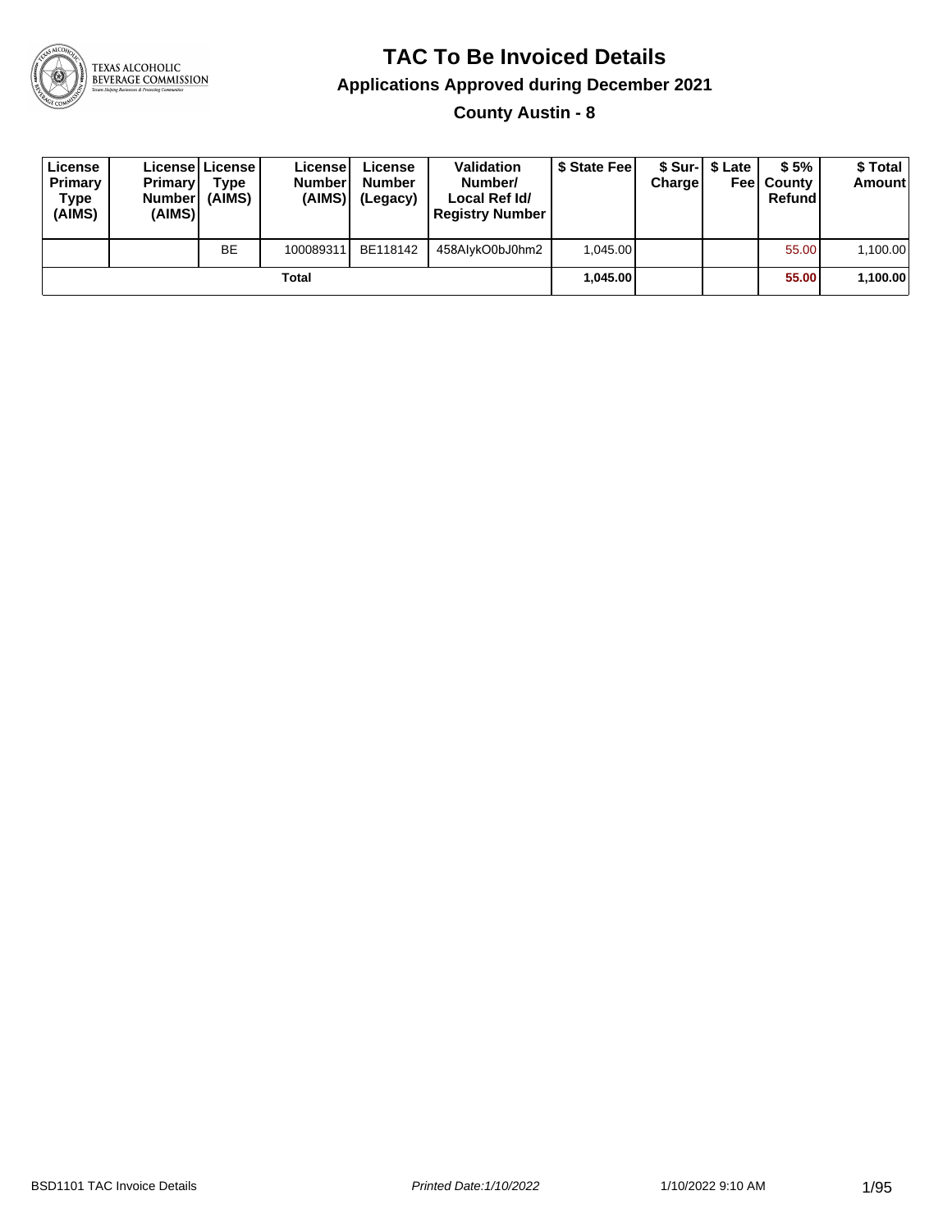# TAC To Be Invoiced Details

## Applications Approved during December 2021

### County Austin - 8

| License Primary Type (AIMS) | License Primary Number (AIMS) | License Type (AIMS) | License Number (AIMS) | License Number (Legacy) | Validation Number/ Local Ref Id/ Registry Number | $ State Fee | $ Sur-Charge | $ Late Fee | $ 5% County Refund | $ Total Amount |
|---|---|---|---|---|---|---|---|---|---|---|
| | | BE | 100089311 | BE118142 | 458AlykO0bJ0hm2 | 1,045.00 | | | 55.00 | 1,100.00 |
| **Total** | | | | | | **1,045.00** | | | **55.00** | **1,100.00** |

BSD1101 TAC Invoice Details | *Printed Date:1/10/2022* | 1/10/2022 9:10 AM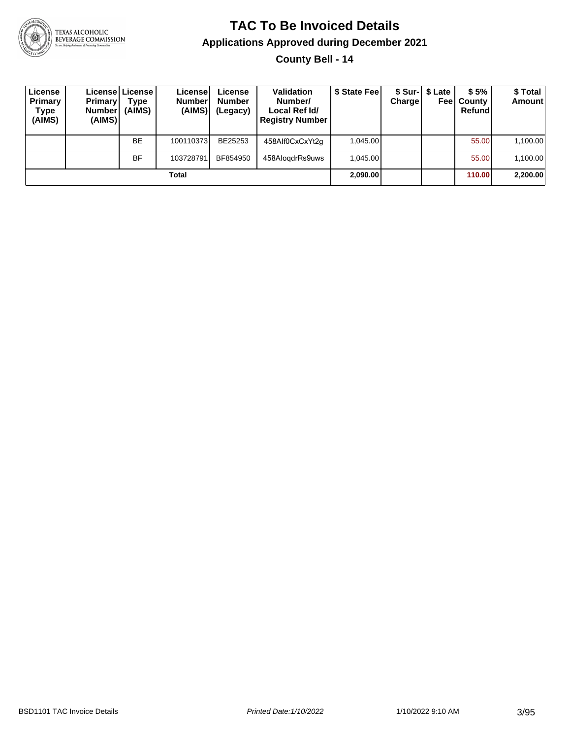# TAC To Be Invoiced Details

## Applications Approved during December 2021

### County Bell - 14

| License Primary Type (AIMS) | License Primary Number (AIMS) | License Type (AIMS) | License Number (AIMS) | License Number (Legacy) | Validation Number/ Local Ref Id/ Registry Number | $ State Fee | $ Sur-Charge | $ Late Fee | $ 5% County Refund | $ Total Amount |
|---|---|---|---|---|---|---|---|---|---|---|
| | | BE | 100110373 | BE25253 | 458AIf0CxCxYt2g | 1,045.00 | | | 55.00 | 1,100.00 |
| | | BF | 103728791 | BF854950 | 458AloqdrRs9uws | 1,045.00 | | | 55.00 | 1,100.00 |
| | | | **Total** | | | **2,090.00** | | | **110.00** | **2,200.00** |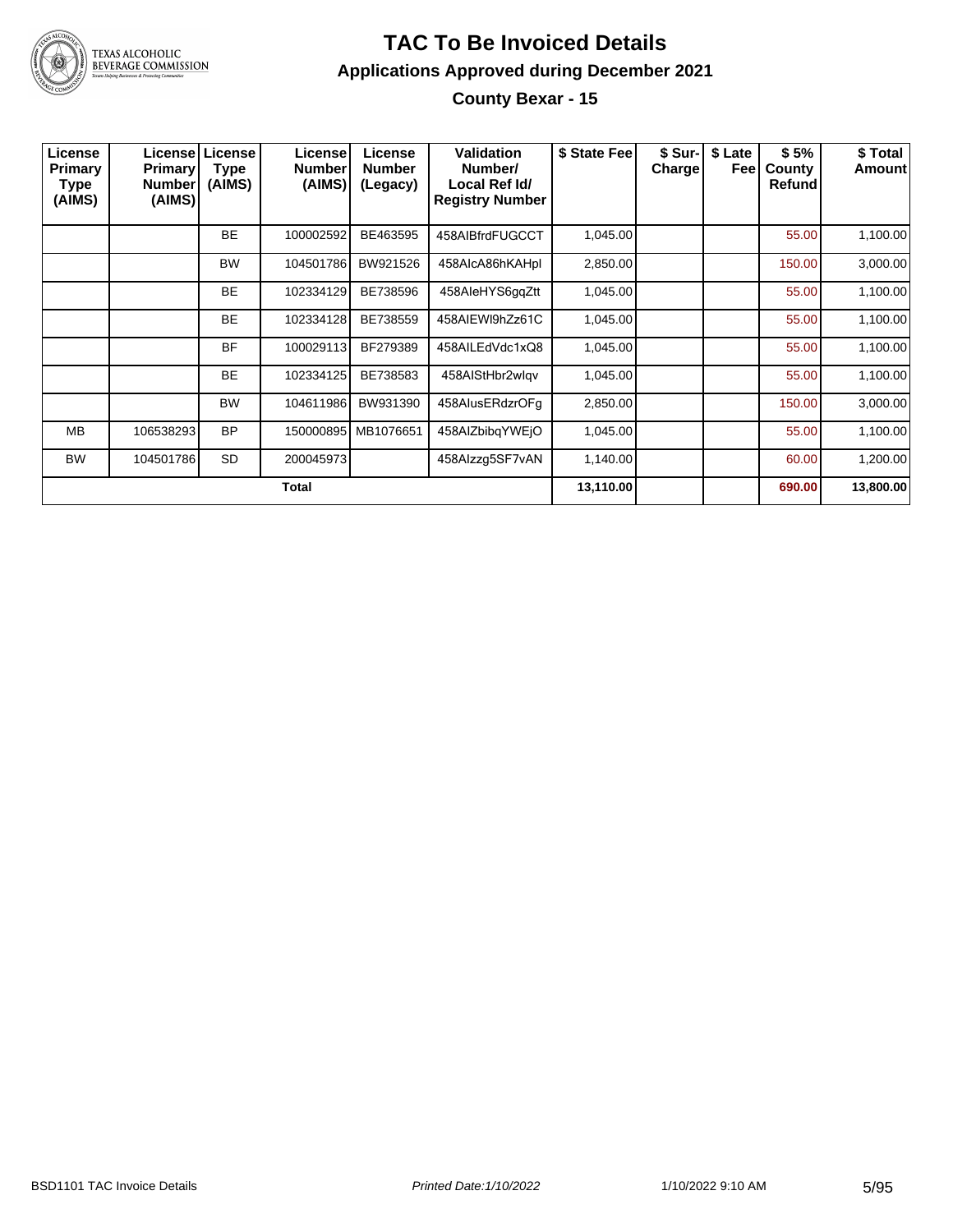# TAC To Be Invoiced Details

## Applications Approved during December 2021

### County Bexar - 15

| License Primary Type (AIMS) | License Primary Number (AIMS) | License Type (AIMS) | License Number (AIMS) | License Number (Legacy) | Validation Number/ Local Ref Id/ Registry Number | $ State Fee | $ Sur-Charge | $ Late Fee | $ 5% County Refund | $ Total Amount |
|---|---|---|---|---|---|---|---|---|---|---|
| | | BE | 100002592 | BE463595 | 458AIBfrdFUGCCT | 1,045.00 | | | 55.00 | 1,100.00 |
| | | BW | 104501786 | BW921526 | 458AIcA86hKAHpl | 2,850.00 | | | 150.00 | 3,000.00 |
| | | BE | 102334129 | BE738596 | 458AIeHYS6gqZtt | 1,045.00 | | | 55.00 | 1,100.00 |
| | | BE | 102334128 | BE738559 | 458AIEWl9hZz61C | 1,045.00 | | | 55.00 | 1,100.00 |
| | | BF | 100029113 | BF279389 | 458AILEdVdc1xQ8 | 1,045.00 | | | 55.00 | 1,100.00 |
| | | BE | 102334125 | BE738583 | 458AIStHbr2wlqv | 1,045.00 | | | 55.00 | 1,100.00 |
| | | BW | 104611986 | BW931390 | 458AIusERdzrOFg | 2,850.00 | | | 150.00 | 3,000.00 |
| MB | 106538293 | BP | 150000895 | MB1076651 | 458AIZbibqYWEjO | 1,045.00 | | | 55.00 | 1,100.00 |
| BW | 104501786 | SD | 200045973 | | 458AIzzg5SF7vAN | 1,140.00 | | | 60.00 | 1,200.00 |
| **Total** | | | | | | **13,110.00** | | | **690.00** | **13,800.00** |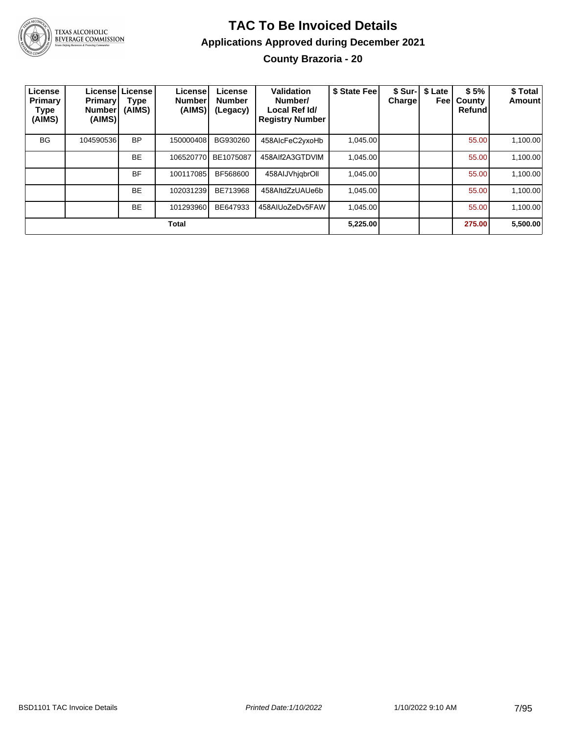# TAC To Be Invoiced Details

## Applications Approved during December 2021

### County Brazoria - 20

| License Primary Type (AIMS) | License Primary Number (AIMS) | License Type (AIMS) | License Number (AIMS) | License Number (Legacy) | Validation Number/ Local Ref Id/ Registry Number | $ State Fee | $ Sur-Charge | $ Late Fee | $ 5% County Refund | $ Total Amount |
|---|---|---|---|---|---|---|---|---|---|---|
| BG | 104590536 | BP | 150000408 | BG930260 | 458AIcFeC2yxoHb | 1,045.00 | | | 55.00 | 1,100.00 |
| | | BE | 106520770 | BE1075087 | 458AIf2A3GTDVIM | 1,045.00 | | | 55.00 | 1,100.00 |
| | | BF | 100117085 | BF568600 | 458AIJVhjqbrOll | 1,045.00 | | | 55.00 | 1,100.00 |
| | | BE | 102031239 | BE713968 | 458AltdZzUAUe6b | 1,045.00 | | | 55.00 | 1,100.00 |
| | | BE | 101293960 | BE647933 | 458AIUoZeDv5FAW | 1,045.00 | | | 55.00 | 1,100.00 |
| | | | **Total** | | | **5,225.00** | | | **275.00** | **5,500.00** |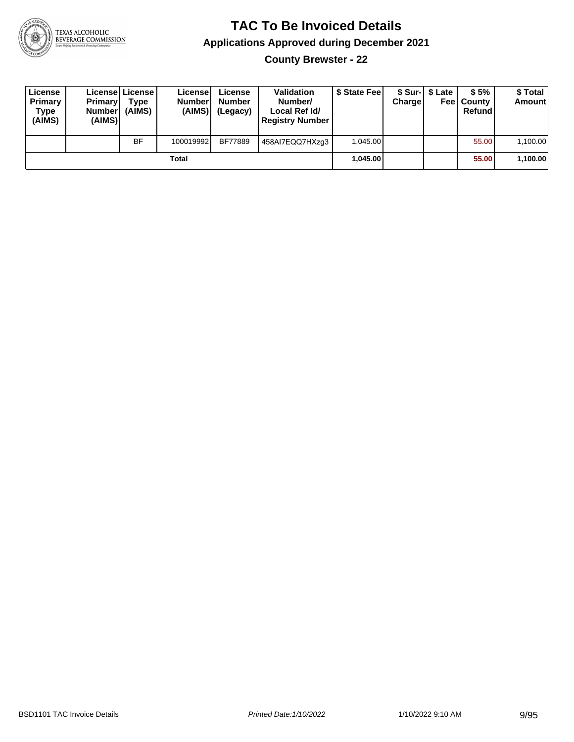# TAC To Be Invoiced Details

## Applications Approved during December 2021

### County Brewster - 22

| License Primary Type (AIMS) | License Primary Number (AIMS) | License Type (AIMS) | License Number (AIMS) | License Number (Legacy) | Validation Number/ Local Ref Id/ Registry Number | $ State Fee | $ Sur-Charge | $ Late Fee | $ 5% County Refund | $ Total Amount |
|---|---|---|---|---|---|---|---|---|---|---|
| | | BF | 100019992 | BF77889 | 458AI7EQQ7HXzg3 | 1,045.00 | | | 55.00 | 1,100.00 |
| | | | **Total** | | | **1,045.00** | | | **55.00** | **1,100.00** |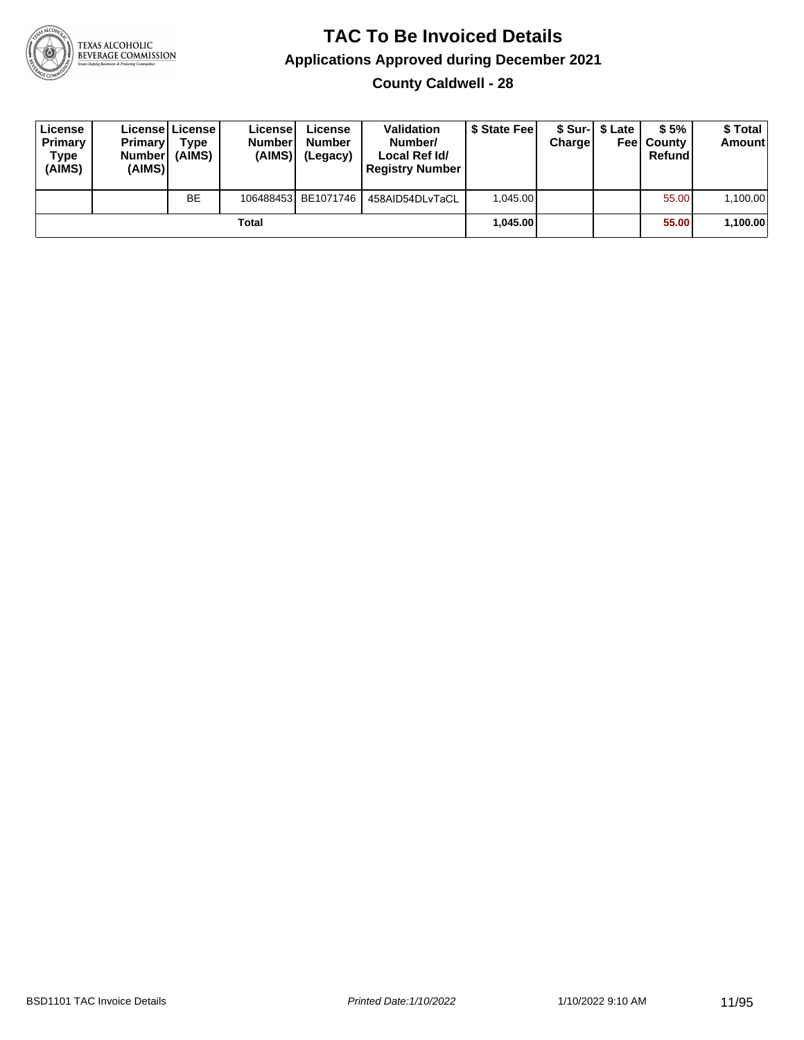# TAC To Be Invoiced Details

## Applications Approved during December 2021

### County Caldwell - 28

| License Primary Type (AIMS) | License Primary Number (AIMS) | License Type (AIMS) | License Number (AIMS) | License Number (Legacy) | Validation Number/ Local Ref Id/ Registry Number | $ State Fee | $ Sur-Charge | $ Late Fee | $ 5% County Refund | $ Total Amount |
|---|---|---|---|---|---|---|---|---|---|---|
| | | BE | 106488453 | BE1071746 | 458AID54DLvTaCL | 1,045.00 | | | 55.00 | 1,100.00 |
| Total | | | | | | **1,045.00** | | | **55.00** | **1,100.00** |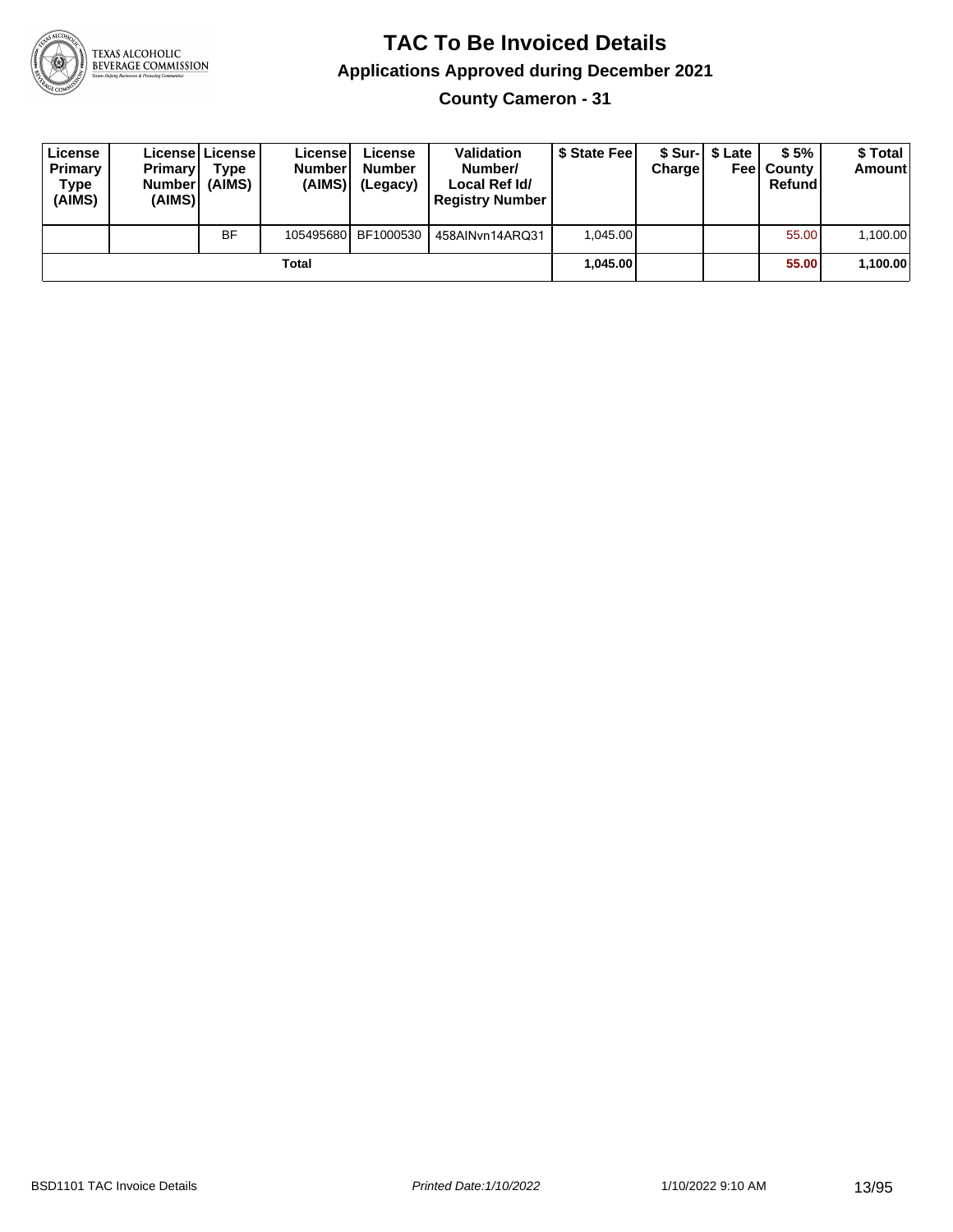# TAC To Be Invoiced Details

## Applications Approved during December 2021

### County Cameron - 31

| License Primary Type (AIMS) | License Primary Number (AIMS) | License Type (AIMS) | License Number (AIMS) | License Number (Legacy) | Validation Number/ Local Ref Id/ Registry Number | $ State Fee | $ Sur-Charge | $ Late Fee | $ 5% County Refund | $ Total Amount |
|---|---|---|---|---|---|---|---|---|---|---|
| | | BF | 105495680 | BF1000530 | 458AINvn14ARQ31 | 1,045.00 | | | 55.00 | 1,100.00 |
| | | | Total | | | **1,045.00** | | | **55.00** | **1,100.00** |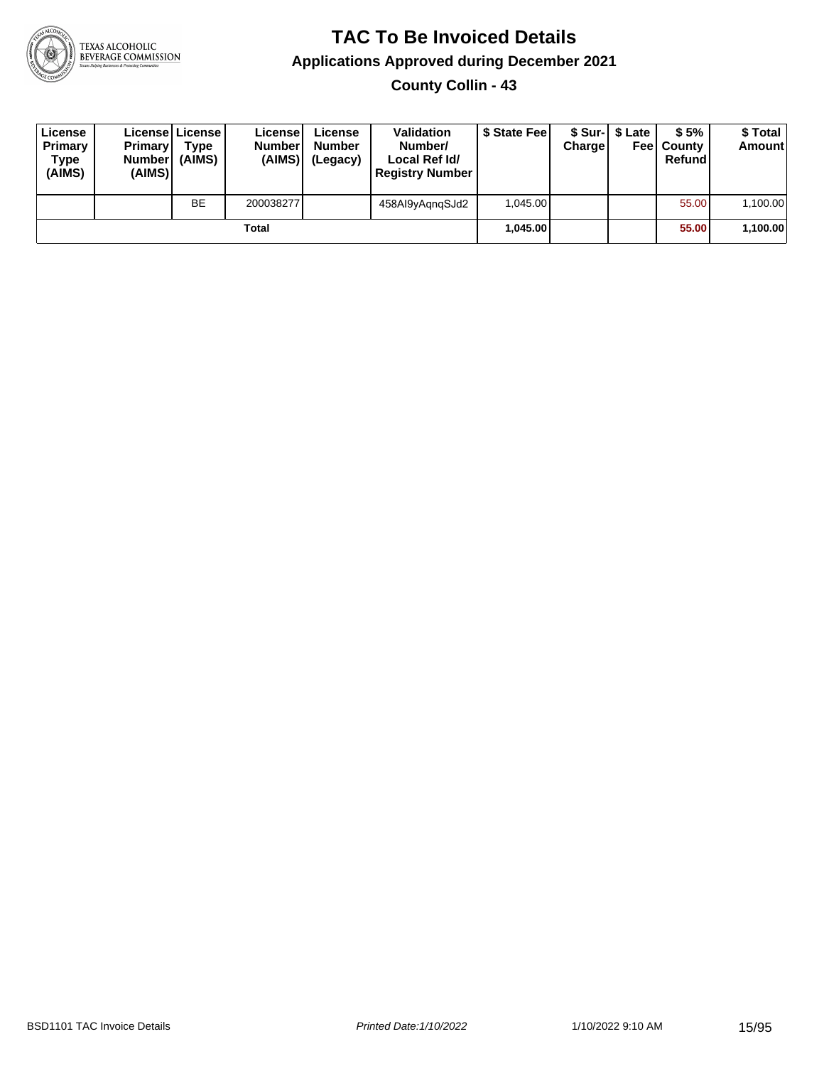# TAC To Be Invoiced Details

## Applications Approved during December 2021

### County Collin - 43

| License Primary Type (AIMS) | License Primary Number (AIMS) | License Type (AIMS) | License Number (AIMS) | License Number (Legacy) | Validation Number/ Local Ref Id/ Registry Number | $ State Fee | $ Sur-Charge | $ Late Fee | $ 5% County Refund | $ Total Amount |
|---|---|---|---|---|---|---|---|---|---|---|
| | | BE | 200038277 | | 458AI9yAqnqSJd2 | 1,045.00 | | | 55.00 | 1,100.00 |
| | | | Total | | | 1,045.00 | | | 55.00 | 1,100.00 |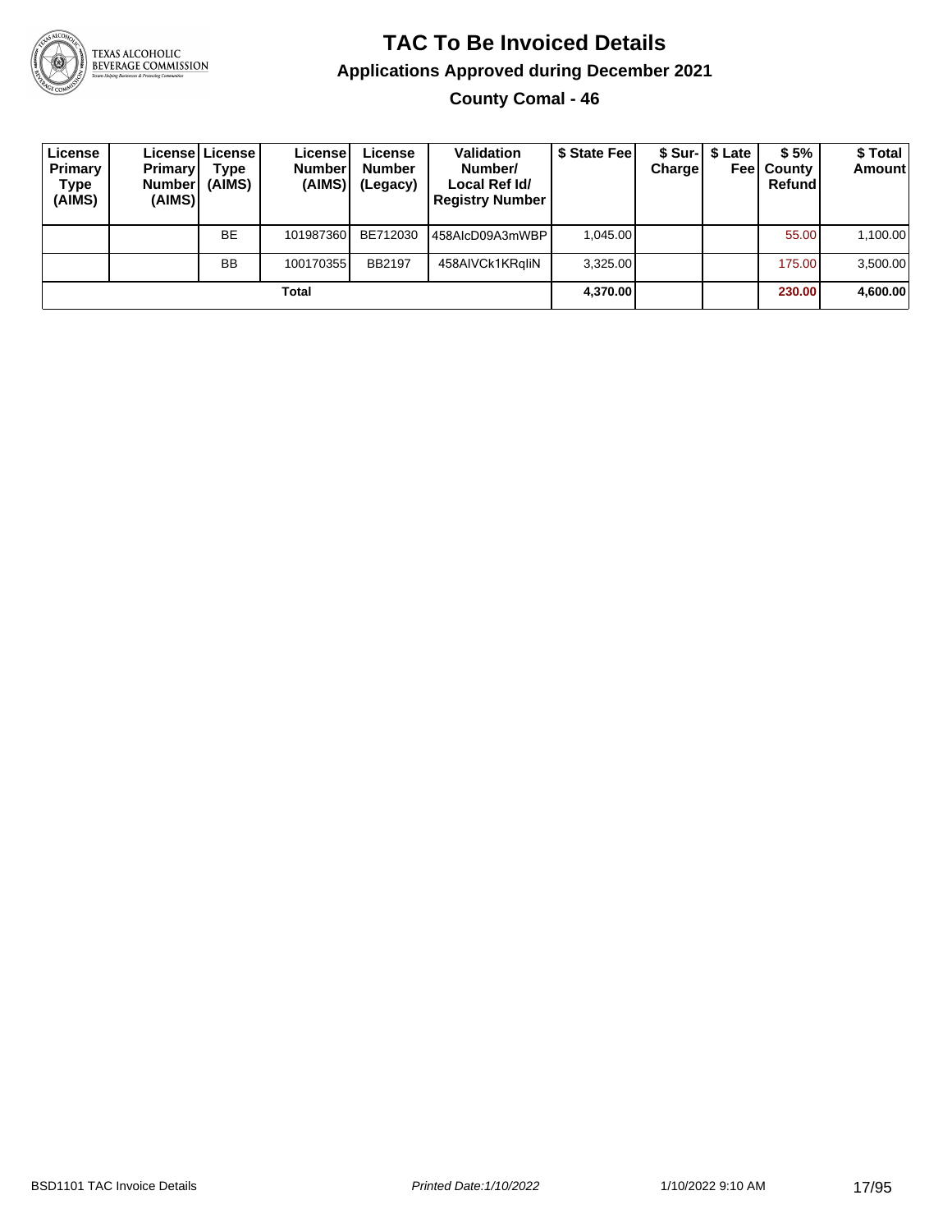# TAC To Be Invoiced Details

## Applications Approved during December 2021

### County Comal - 46

| License Primary Type (AIMS) | License Primary Number (AIMS) | License Type (AIMS) | License Number (AIMS) | License Number (Legacy) | Validation Number/ Local Ref Id/ Registry Number | $ State Fee | $ Sur-Charge | $ Late Fee | $ 5% County Refund | $ Total Amount |
|---|---|---|---|---|---|---|---|---|---|---|
| | | BE | 101987360 | BE712030 | 458AIcD09A3mWBP | 1,045.00 | | | 55.00 | 1,100.00 |
| | | BB | 100170355 | BB2197 | 458AIVCk1KRqliN | 3,325.00 | | | 175.00 | 3,500.00 |
| **Total** | | | | | | **4,370.00** | | | **230.00** | **4,600.00** |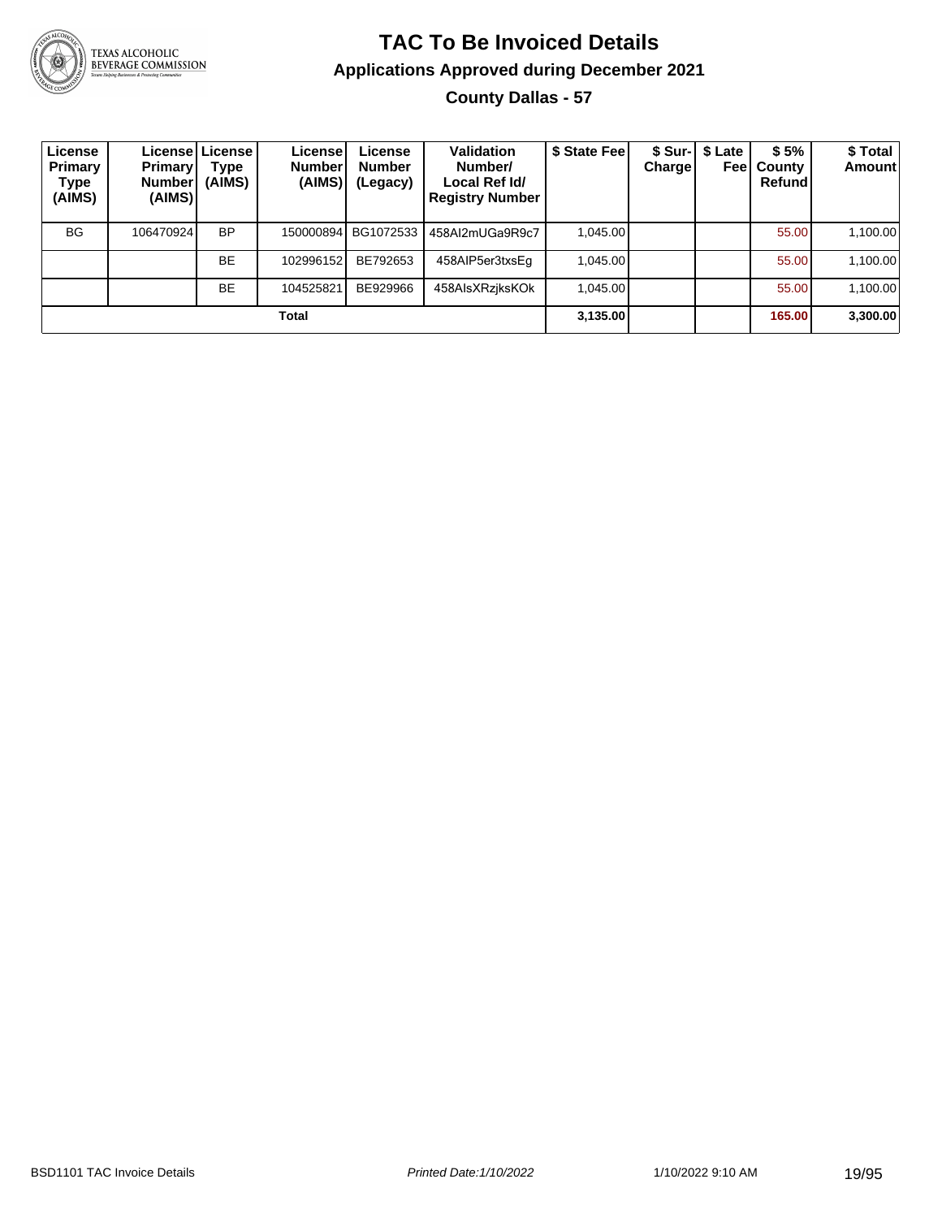# TAC To Be Invoiced Details

## Applications Approved during December 2021

### County Dallas - 57

| License Primary Type (AIMS) | License Primary Number (AIMS) | License Type (AIMS) | License Number (AIMS) | License Number (Legacy) | Validation Number/ Local Ref Id/ Registry Number | $ State Fee | $ Sur-Charge | $ Late Fee | $ 5% County Refund | $ Total Amount |
|---|---|---|---|---|---|---|---|---|---|---|
| BG | 106470924 | BP | 150000894 | BG1072533 | 458AI2mUGa9R9c7 | 1,045.00 | | | 55.00 | 1,100.00 |
| | | BE | 102996152 | BE792653 | 458AIP5er3txsEg | 1,045.00 | | | 55.00 | 1,100.00 |
| | | BE | 104525821 | BE929966 | 458AIsXRzjksKOk | 1,045.00 | | | 55.00 | 1,100.00 |
| **Total** | | | | | | **3,135.00** | | | **165.00** | **3,300.00** |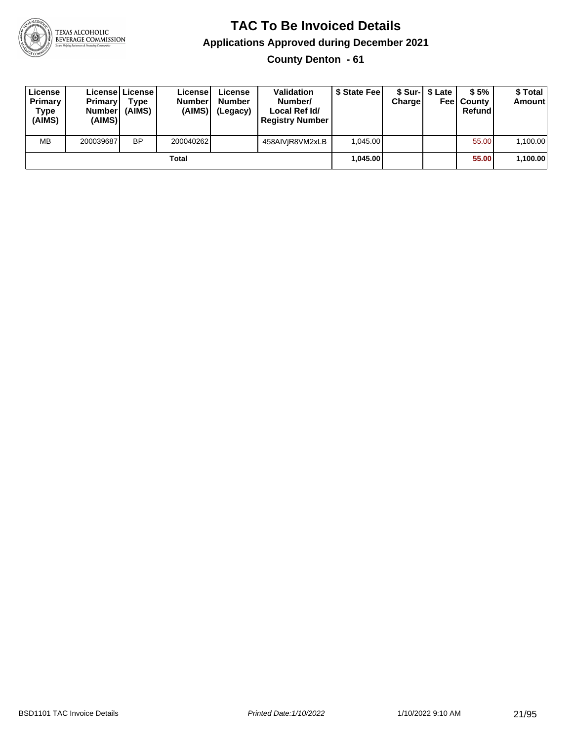# TAC To Be Invoiced Details

## Applications Approved during December 2021

### County Denton - 61

| License Primary Type (AIMS) | License Primary Number (AIMS) | License Type (AIMS) | License Number (AIMS) | License Number (Legacy) | Validation Number/ Local Ref Id/ Registry Number | $ State Fee | $ Sur-Charge | $ Late Fee | $ 5% County Refund | $ Total Amount |
|---|---|---|---|---|---|---|---|---|---|---|
| MB | 200039687 | BP | 200040262 | | 458AIVjR8VM2xLB | 1,045.00 | | | 55.00 | 1,100.00 |
| | | | Total | | | **1,045.00** | | | **55.00** | **1,100.00** |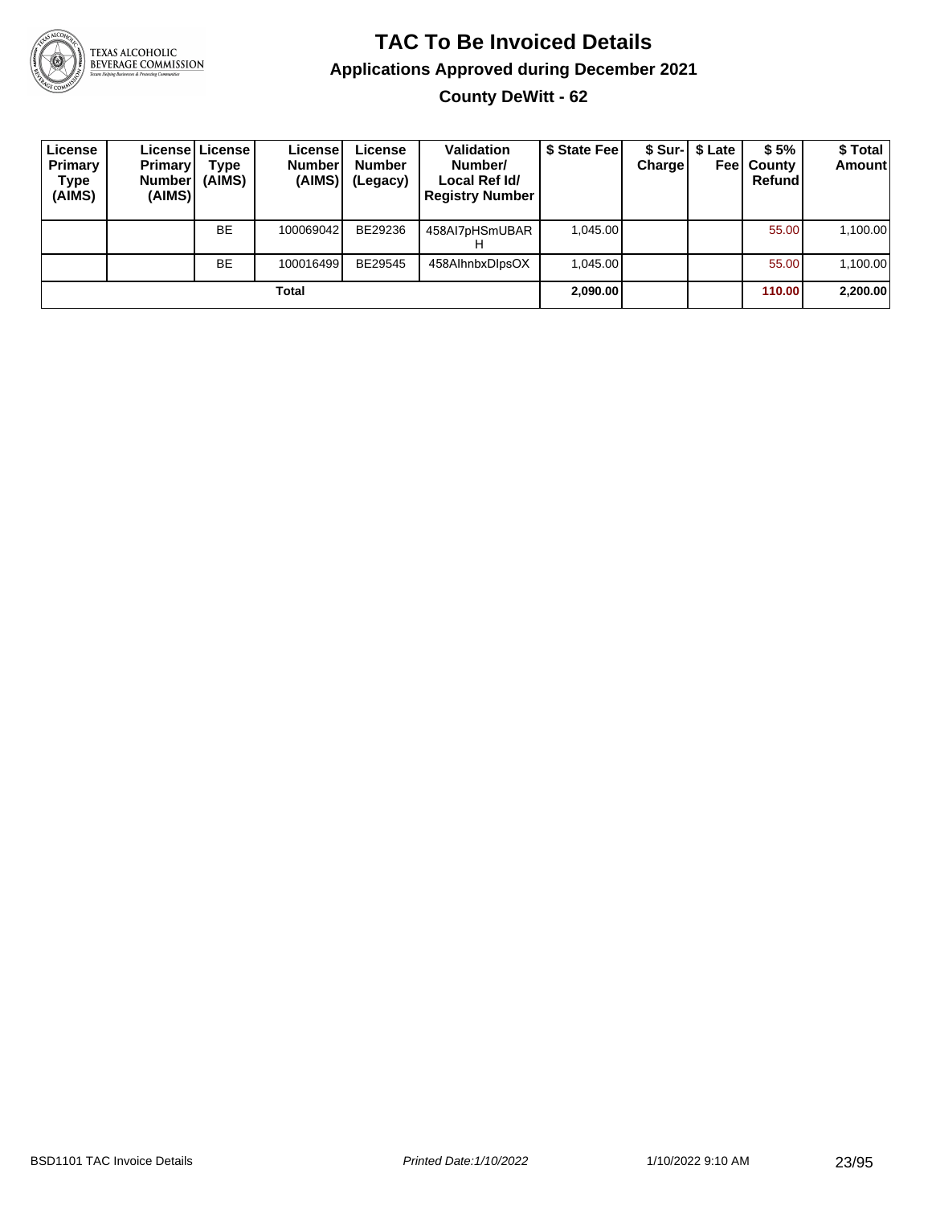# TAC To Be Invoiced Details

## Applications Approved during December 2021

### County DeWitt - 62

| License Primary Type (AIMS) | License Primary Number (AIMS) | License Type (AIMS) | License Number (AIMS) | License Number (Legacy) | Validation Number/ Local Ref Id/ Registry Number | $ State Fee | $ Sur-Charge | $ Late Fee | $ 5% County Refund | $ Total Amount |
|---|---|---|---|---|---|---|---|---|---|---|
| | | BE | 100069042 | BE29236 | 458AI7pHSmUBARH | 1,045.00 | | | 55.00 | 1,100.00 |
| | | BE | 100016499 | BE29545 | 458AlhnbxDlpsOX | 1,045.00 | | | 55.00 | 1,100.00 |
| **Total** | | | | | | **2,090.00** | | | **110.00** | **2,200.00** |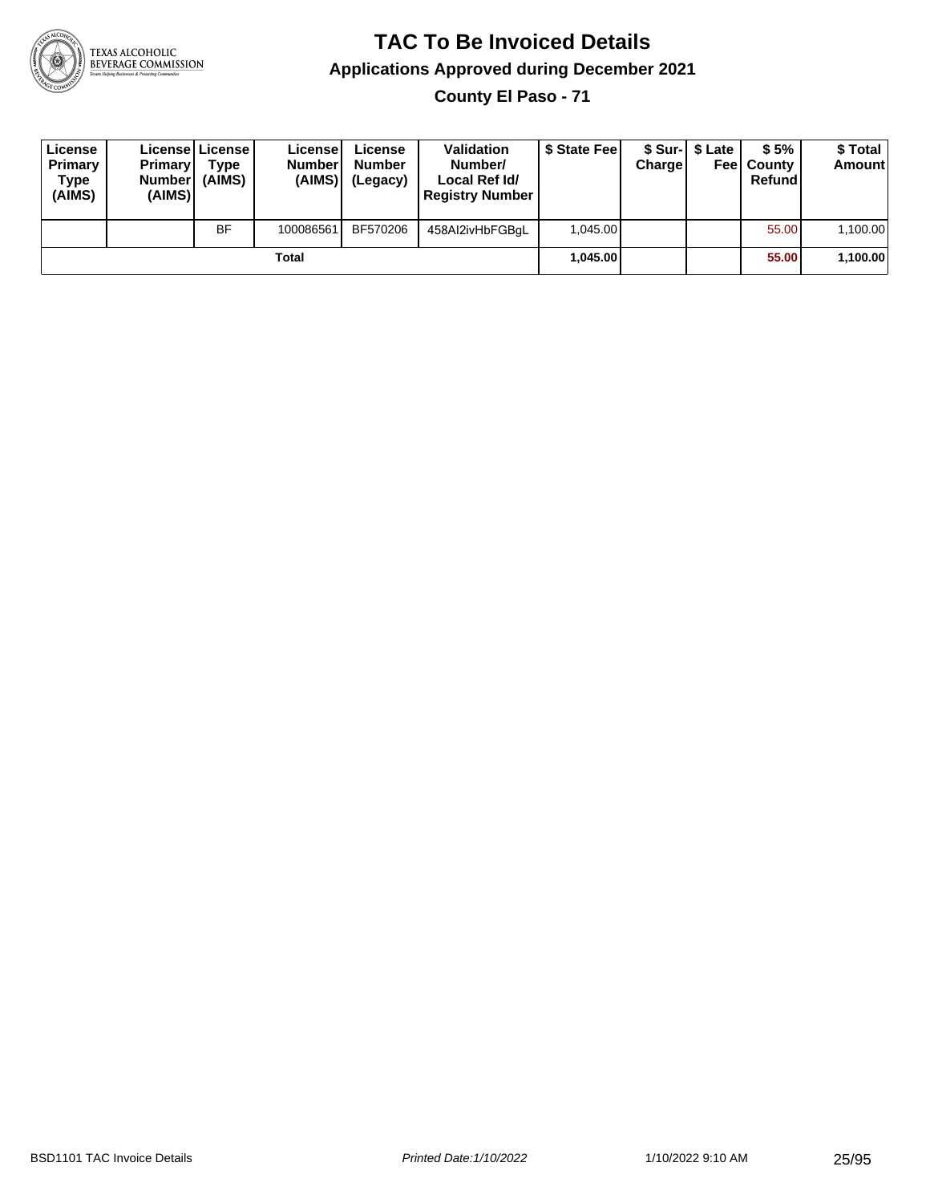# TAC To Be Invoiced Details

## Applications Approved during December 2021

### County El Paso - 71

| License Primary Type (AIMS) | License Primary Number (AIMS) | License Type (AIMS) | License Number (AIMS) | License Number (Legacy) | Validation Number/ Local Ref Id/ Registry Number | $ State Fee | $ Sur-Charge | $ Late Fee | $ 5% County Refund | $ Total Amount |
|---|---|---|---|---|---|---|---|---|---|---|
| | | BF | 100086561 | BF570206 | 458AI2ivHbFGBgL | 1,045.00 | | | 55.00 | 1,100.00 |
| | | | Total | | | **1,045.00** | | | **55.00** | **1,100.00** |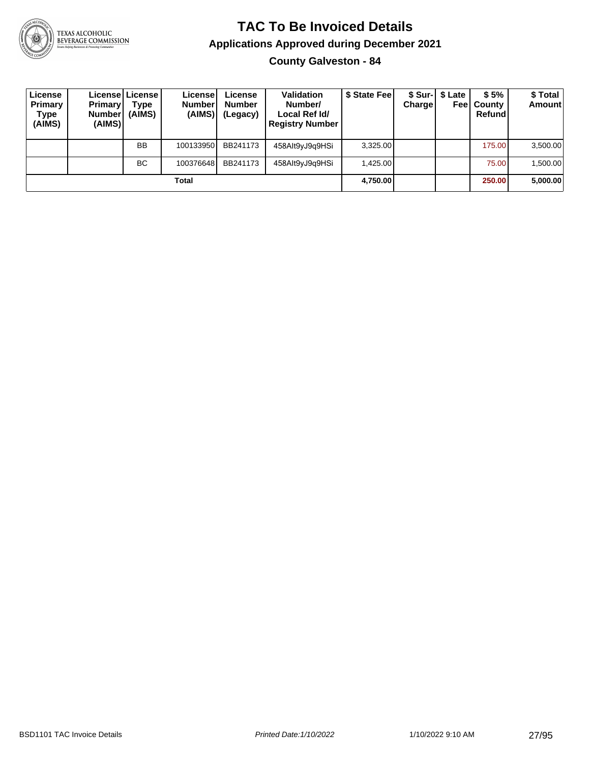# TAC To Be Invoiced Details

## Applications Approved during December 2021

### County Galveston - 84

| License Primary Type (AIMS) | License Primary Number (AIMS) | License Type (AIMS) | License Number (AIMS) | License Number (Legacy) | Validation Number/ Local Ref Id/ Registry Number | $ State Fee | $ Sur-Charge | $ Late Fee | $ 5% County Refund | $ Total Amount |
|---|---|---|---|---|---|---|---|---|---|---|
| | | BB | 100133950 | BB241173 | 458AIt9yJ9q9HSi | 3,325.00 | | | 175.00 | 3,500.00 |
| | | BC | 100376648 | BB241173 | 458AIt9yJ9q9HSi | 1,425.00 | | | 75.00 | 1,500.00 |
| | | | Total | | | 4,750.00 | | | 250.00 | 5,000.00 |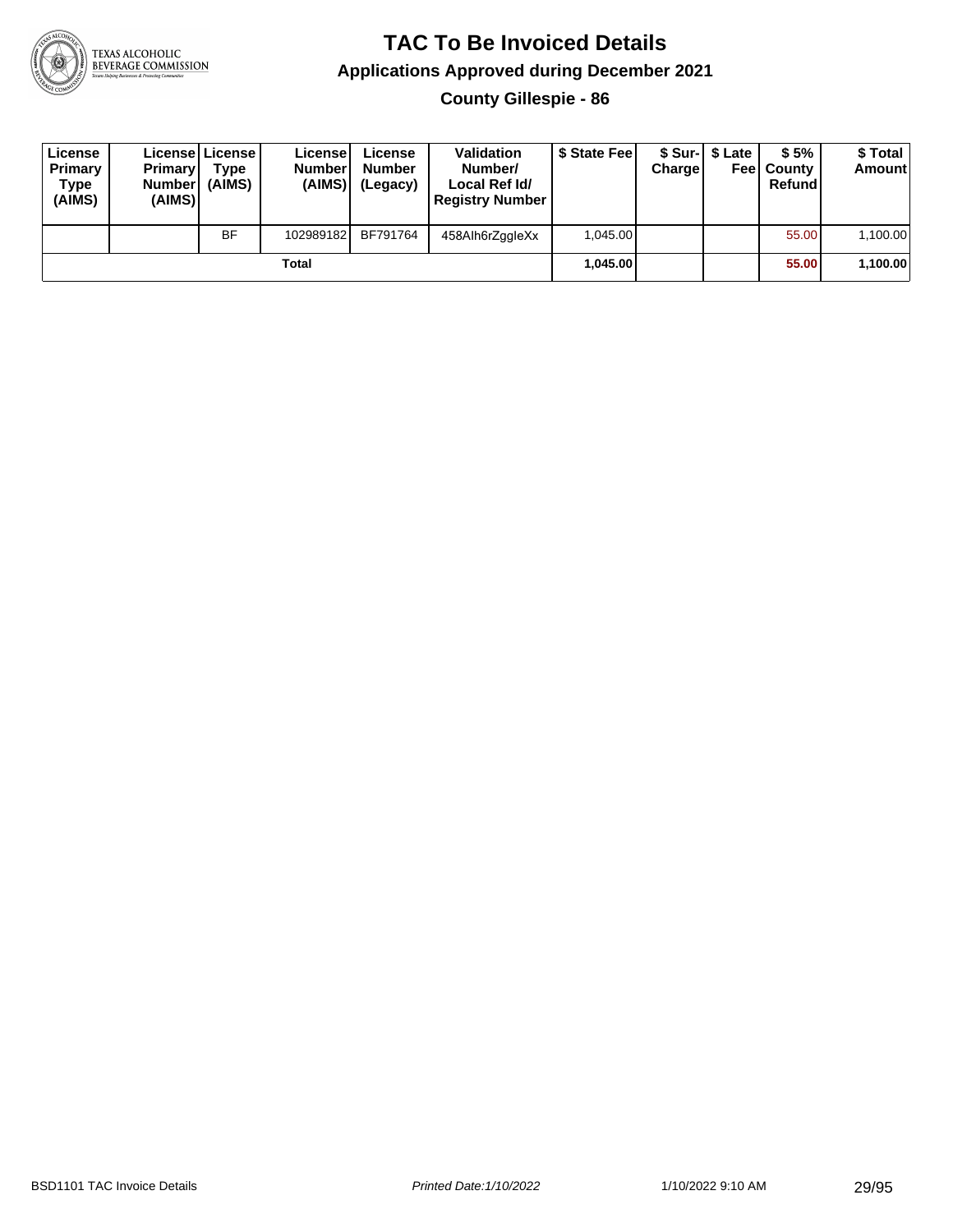# TAC To Be Invoiced Details

## Applications Approved during December 2021

### County Gillespie - 86

| License Primary Type (AIMS) | License Primary Number (AIMS) | License Type (AIMS) | License Number (AIMS) | License Number (Legacy) | Validation Number/ Local Ref Id/ Registry Number | $ State Fee | $ Sur-Charge | $ Late Fee | $ 5% County Refund | $ Total Amount |
|---|---|---|---|---|---|---|---|---|---|---|
| | | BF | 102989182 | BF791764 | 458AIh6rZggleXx | 1,045.00 | | | 55.00 | 1,100.00 |
| | | | Total | | | **1,045.00** | | | **55.00** | **1,100.00** |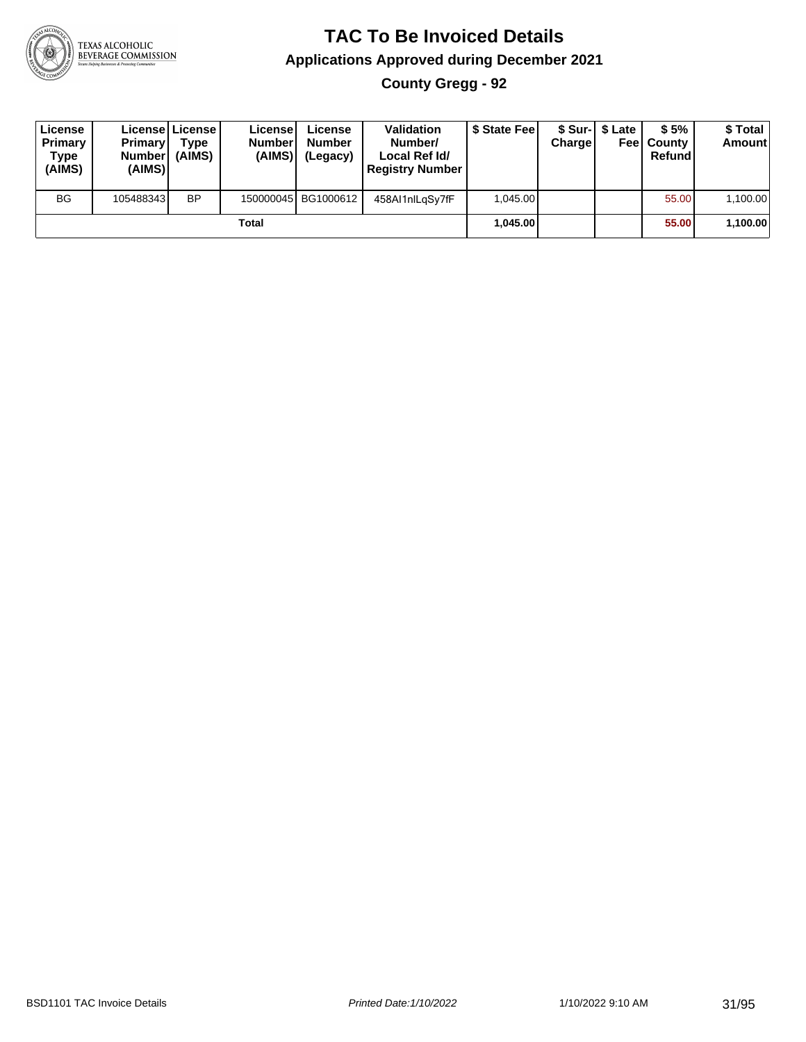# TAC To Be Invoiced Details

## Applications Approved during December 2021

### County Gregg - 92

| License Primary Type (AIMS) | License Primary Number (AIMS) | License Type (AIMS) | License Number (AIMS) | License Number (Legacy) | Validation Number/ Local Ref Id/ Registry Number | $ State Fee | $ Sur-Charge | $ Late Fee | $ 5% County Refund | $ Total Amount |
|---|---|---|---|---|---|---|---|---|---|---|
| BG | 105488343 | BP | 150000045 | BG1000612 | 458AI1nlLqSy7fF | 1,045.00 | | | 55.00 | 1,100.00 |
| | | | Total | | | **1,045.00** | | | **55.00** | **1,100.00** |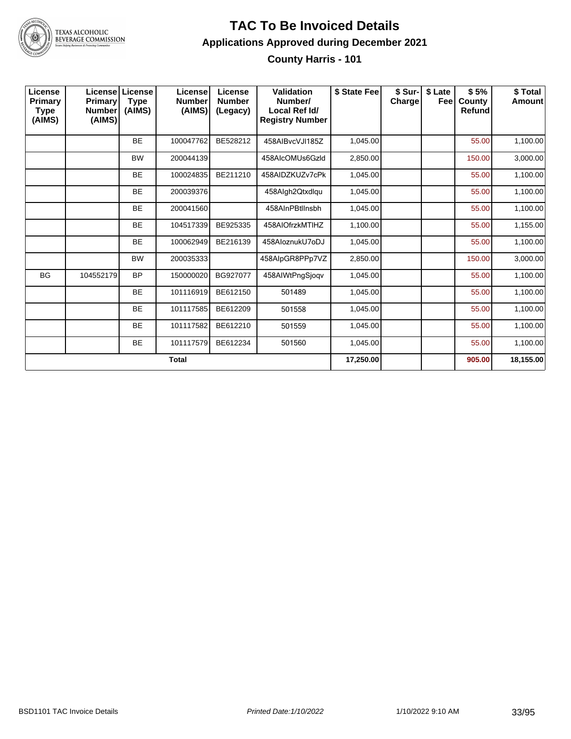# TAC To Be Invoiced Details

## Applications Approved during December 2021

### County Harris - 101

| License Primary Type (AIMS) | License Primary Number (AIMS) | License Type (AIMS) | License Number (AIMS) | License Number (Legacy) | Validation Number/ Local Ref Id/ Registry Number | $ State Fee | $ Sur-Charge | $ Late Fee | $ 5% County Refund | $ Total Amount |
|---|---|---|---|---|---|---|---|---|---|---|
| | | BE | 100047762 | BE528212 | 458AIBvcVJI185Z | 1,045.00 | | | 55.00 | 1,100.00 |
| | | BW | 200044139 | | 458AIcOMUs6Gzld | 2,850.00 | | | 150.00 | 3,000.00 |
| | | BE | 100024835 | BE211210 | 458AIDZKUZv7cPk | 1,045.00 | | | 55.00 | 1,100.00 |
| | | BE | 200039376 | | 458AIgh2Qtxdlqu | 1,045.00 | | | 55.00 | 1,100.00 |
| | | BE | 200041560 | | 458AInPBtlInsbh | 1,045.00 | | | 55.00 | 1,100.00 |
| | | BE | 104517339 | BE925335 | 458AIOfrzkMTIHZ | 1,100.00 | | | 55.00 | 1,155.00 |
| | | BE | 100062949 | BE216139 | 458AIoznukU7oDJ | 1,045.00 | | | 55.00 | 1,100.00 |
| | | BW | 200035333 | | 458AIpGR8PPp7VZ | 2,850.00 | | | 150.00 | 3,000.00 |
| BG | 104552179 | BP | 150000020 | BG927077 | 458AIWtPngSjoqv | 1,045.00 | | | 55.00 | 1,100.00 |
| | | BE | 101116919 | BE612150 | 501489 | 1,045.00 | | | 55.00 | 1,100.00 |
| | | BE | 101117585 | BE612209 | 501558 | 1,045.00 | | | 55.00 | 1,100.00 |
| | | BE | 101117582 | BE612210 | 501559 | 1,045.00 | | | 55.00 | 1,100.00 |
| | | BE | 101117579 | BE612234 | 501560 | 1,045.00 | | | 55.00 | 1,100.00 |
| **Total** | | | | | | **17,250.00** | | | **905.00** | **18,155.00** |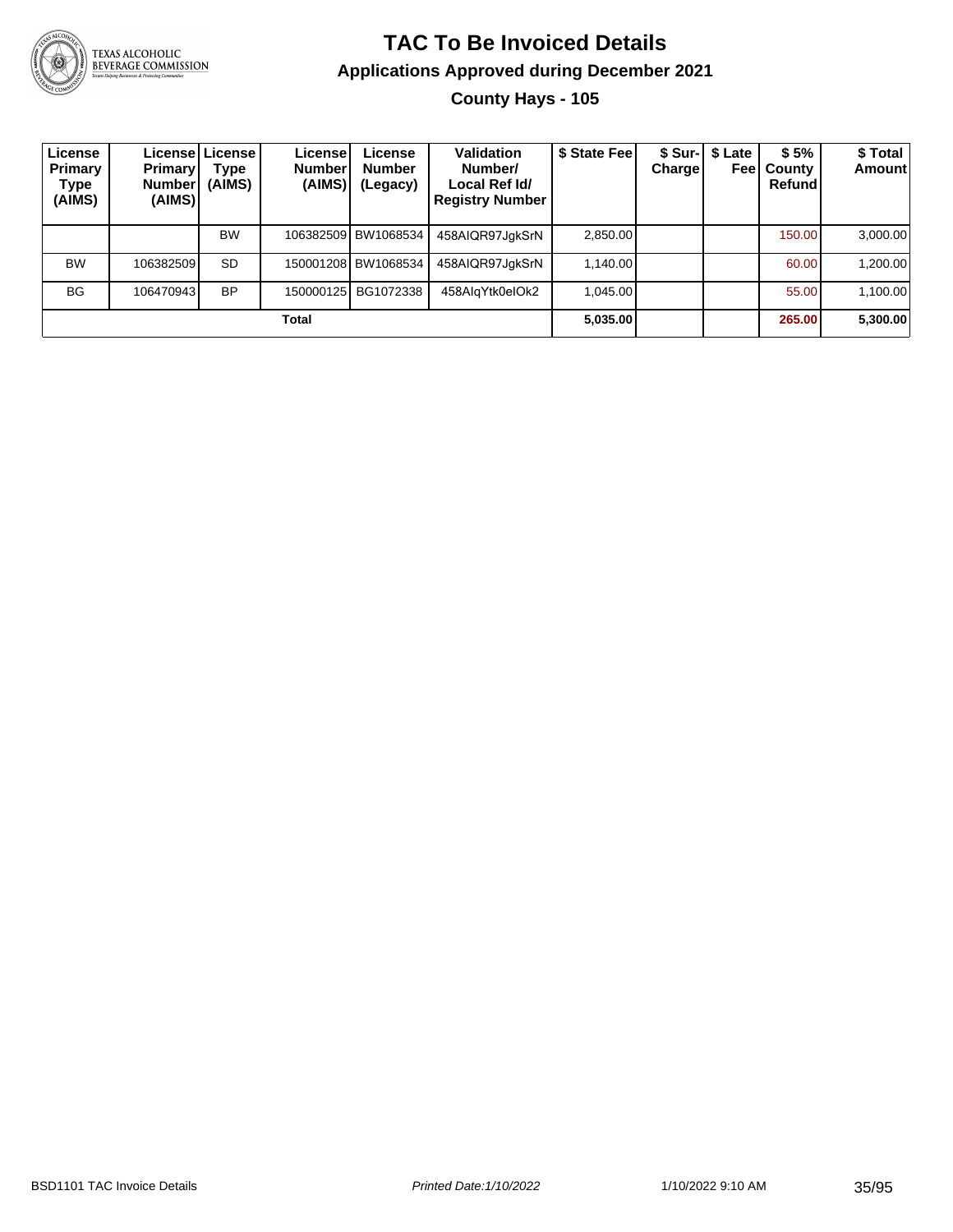# TAC To Be Invoiced Details

## Applications Approved during December 2021

### County Hays - 105

| License Primary Type (AIMS) | License Primary Number (AIMS) | License Type (AIMS) | License Number (AIMS) | License Number (Legacy) | Validation Number/ Local Ref Id/ Registry Number | $ State Fee | $ Sur-Charge | $ Late Fee | $ 5% County Refund | $ Total Amount |
|---|---|---|---|---|---|---|---|---|---|---|
| | | BW | 106382509 | BW1068534 | 458AIQR97JgkSrN | 2,850.00 | | | 150.00 | 3,000.00 |
| BW | 106382509 | SD | 150001208 | BW1068534 | 458AIQR97JgkSrN | 1,140.00 | | | 60.00 | 1,200.00 |
| BG | 106470943 | BP | 150000125 | BG1072338 | 458AIqYtk0eIOk2 | 1,045.00 | | | 55.00 | 1,100.00 |
| **Total** | | | | | | **5,035.00** | | | **265.00** | **5,300.00** |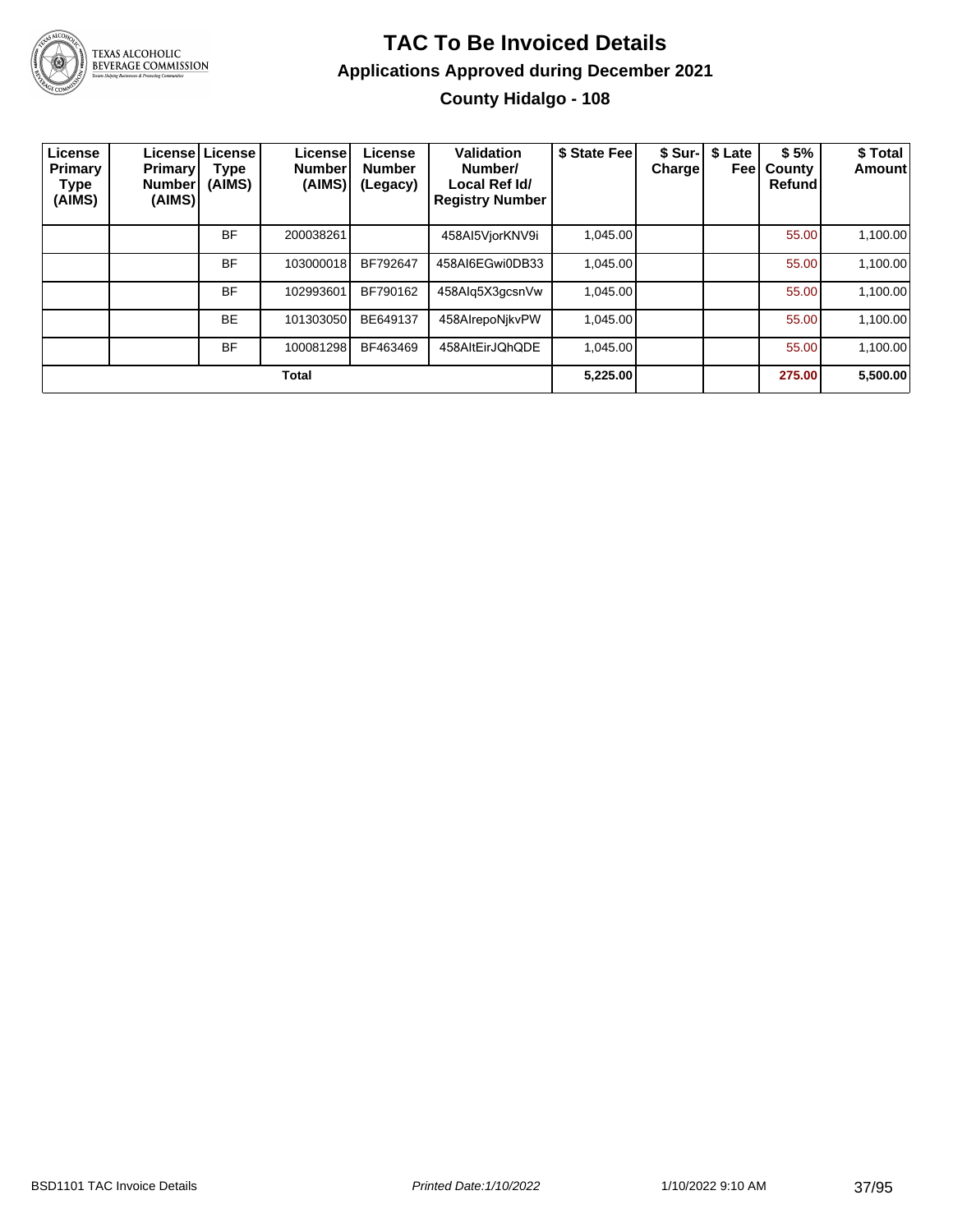# TAC To Be Invoiced Details

## Applications Approved during December 2021

### County Hidalgo - 108

| License Primary Type (AIMS) | License Primary Number (AIMS) | License Type (AIMS) | License Number (AIMS) | License Number (Legacy) | Validation Number/ Local Ref Id/ Registry Number | $ State Fee | $ Sur-Charge | $ Late Fee | $ 5% County Refund | $ Total Amount |
|---|---|---|---|---|---|---|---|---|---|---|
| | | BF | 200038261 | | 458AI5VjorKNV9i | 1,045.00 | | | 55.00 | 1,100.00 |
| | | BF | 103000018 | BF792647 | 458AI6EGwi0DB33 | 1,045.00 | | | 55.00 | 1,100.00 |
| | | BF | 102993601 | BF790162 | 458AIq5X3gcsnVw | 1,045.00 | | | 55.00 | 1,100.00 |
| | | BE | 101303050 | BE649137 | 458AIrepoNjkvPW | 1,045.00 | | | 55.00 | 1,100.00 |
| | | BF | 100081298 | BF463469 | 458AItEirJQhQDE | 1,045.00 | | | 55.00 | 1,100.00 |
| | | | **Total** | | | **5,225.00** | | | **275.00** | **5,500.00** |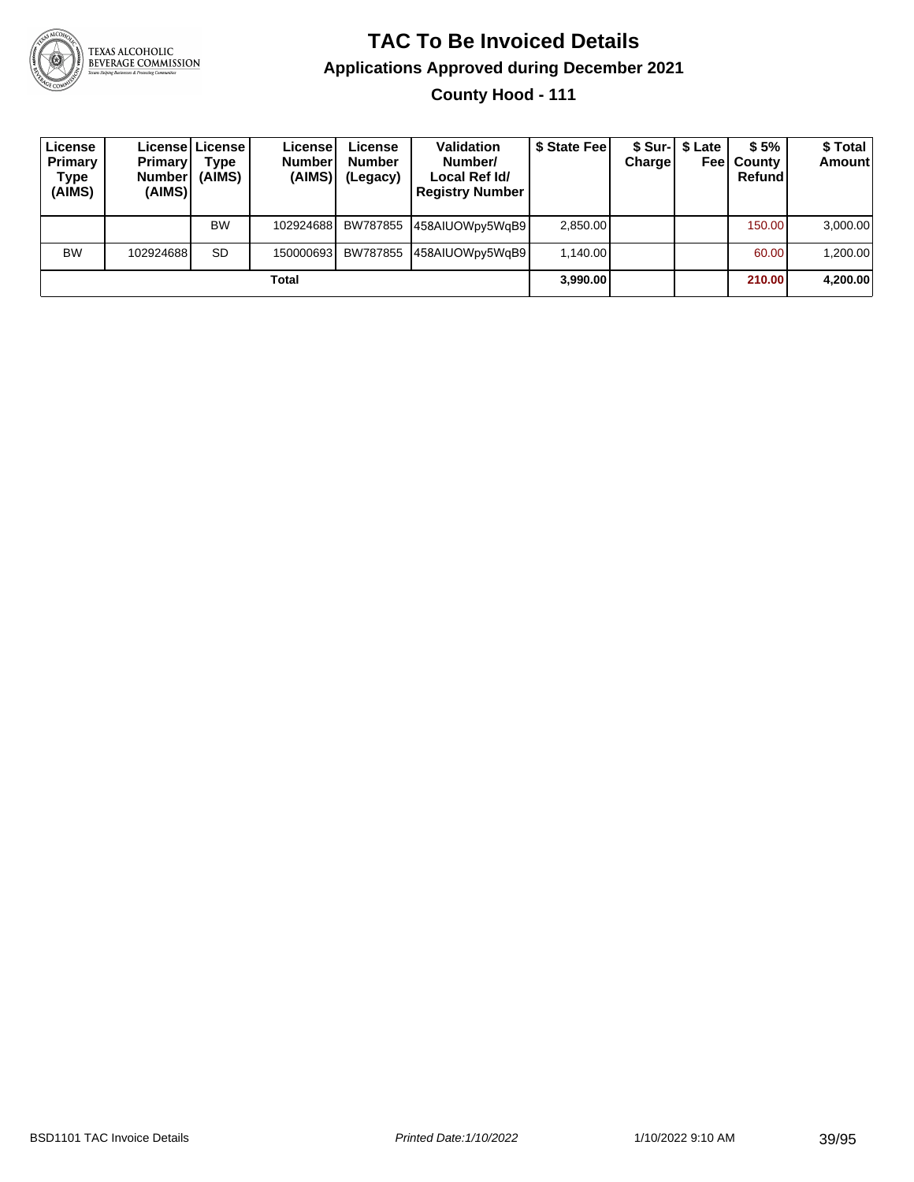# TAC To Be Invoiced Details

## Applications Approved during December 2021

### County Hood - 111

| License Primary Type (AIMS) | License Primary Number (AIMS) | License Type (AIMS) | License Number (AIMS) | License Number (Legacy) | Validation Number/ Local Ref Id/ Registry Number | $ State Fee | $ Sur-Charge | $ Late Fee | $ 5% County Refund | $ Total Amount |
|---|---|---|---|---|---|---|---|---|---|---|
| | | BW | 102924688 | BW787855 | 458AIUOWpy5WqB9 | 2,850.00 | | | 150.00 | 3,000.00 |
| BW | 102924688 | SD | 150000693 | BW787855 | 458AIUOWpy5WqB9 | 1,140.00 | | | 60.00 | 1,200.00 |
| **Total** | | | | | | **3,990.00** | | | **210.00** | **4,200.00** |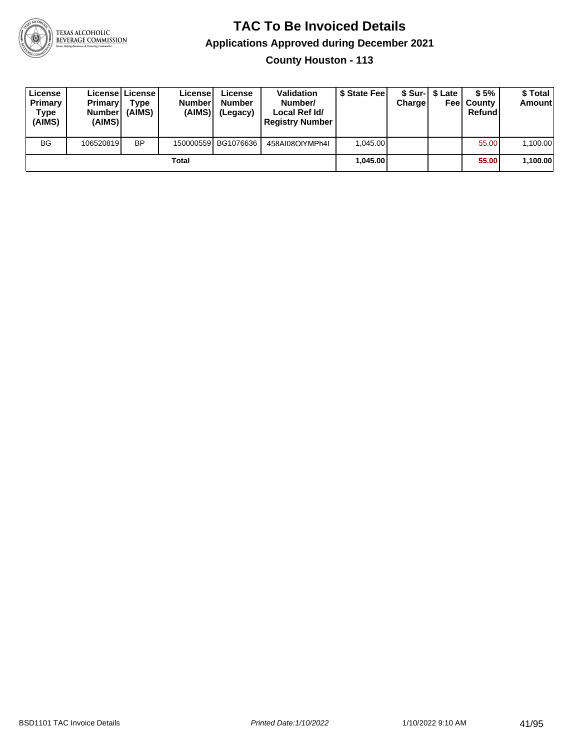# TAC To Be Invoiced Details

## Applications Approved during December 2021

### County Houston - 113

| License Primary Type (AIMS) | License Primary Number (AIMS) | License Type (AIMS) | License Number (AIMS) | License Number (Legacy) | Validation Number/ Local Ref Id/ Registry Number | $ State Fee | $ Sur-Charge | $ Late Fee | $ 5% County Refund | $ Total Amount |
|---|---|---|---|---|---|---|---|---|---|---|
| BG | 106520819 | BP | 150000559 | BG1076636 | 458AI08OIYMPh4I | 1,045.00 | | | 55.00 | 1,100.00 |
| | | | Total | | | 1,045.00 | | | 55.00 | 1,100.00 |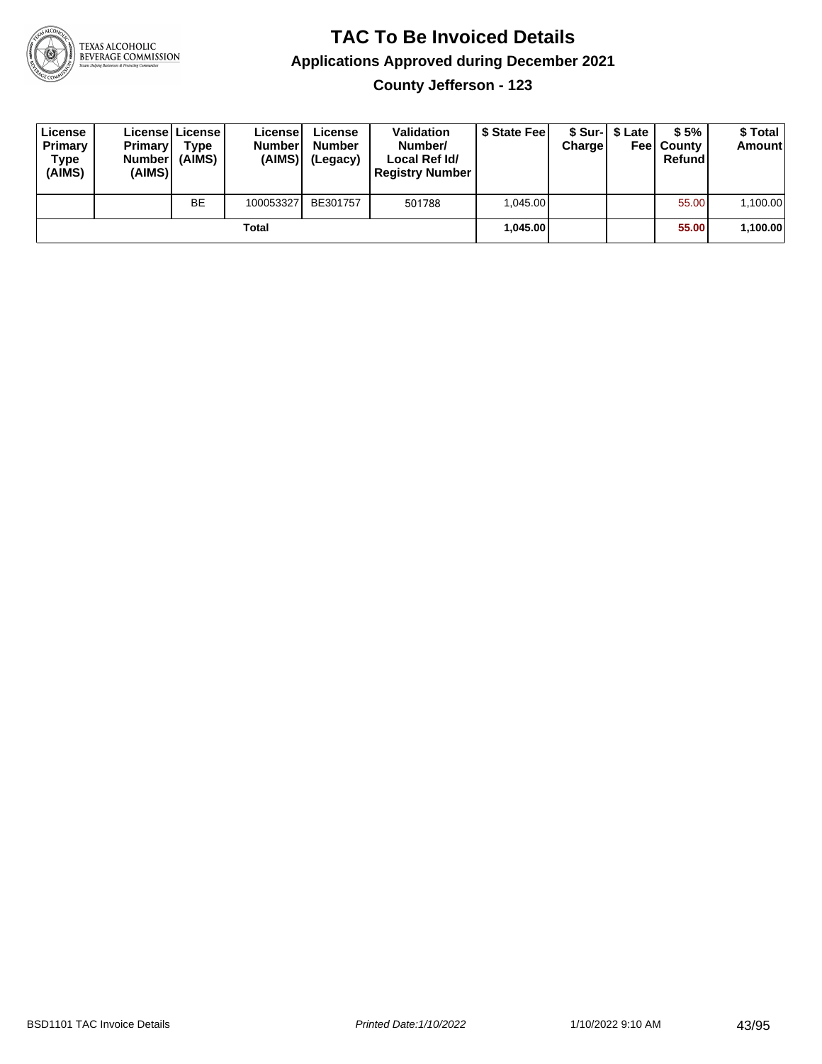# TAC To Be Invoiced Details

## Applications Approved during December 2021

### County Jefferson - 123

| License Primary Type (AIMS) | License Primary Number (AIMS) | License Type (AIMS) | License Number (AIMS) | License Number (Legacy) | Validation Number/ Local Ref Id/ Registry Number | $ State Fee | $ Sur-Charge | $ Late Fee | $ 5% County Refund | $ Total Amount |
|---|---|---|---|---|---|---|---|---|---|---|
| | | BE | 100053327 | BE301757 | 501788 | 1,045.00 | | | 55.00 | 1,100.00 |
| **Total** | | | | | | **1,045.00** | | | **55.00** | **1,100.00** |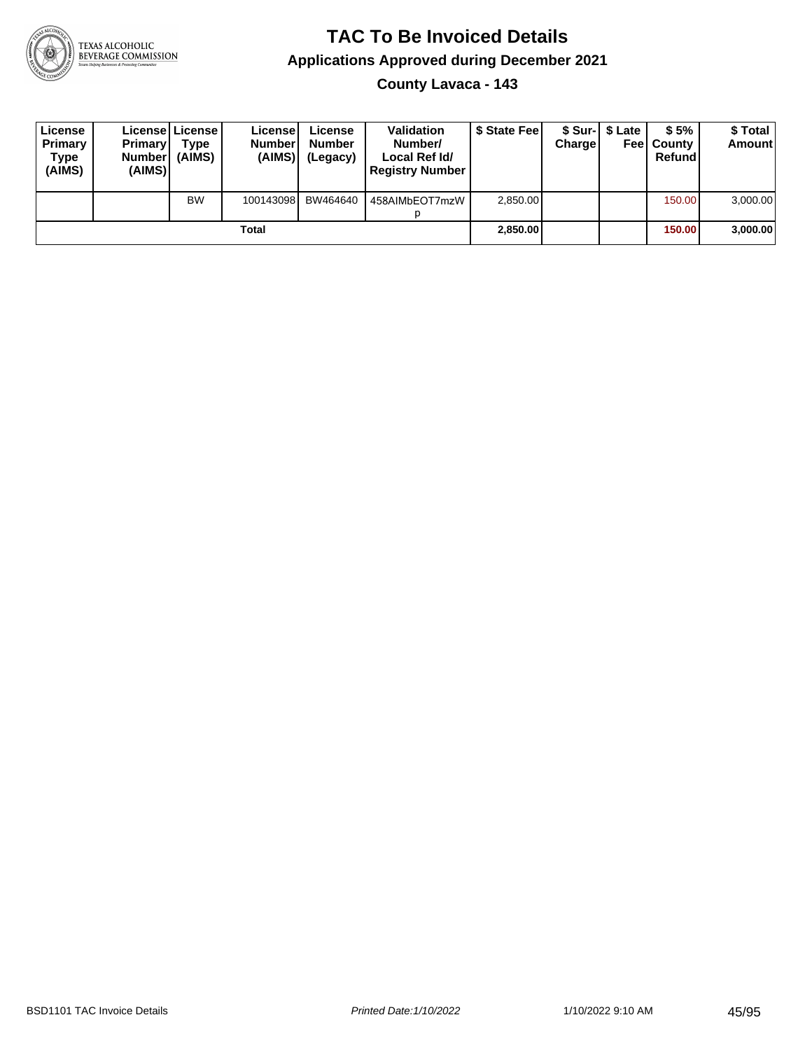# TAC To Be Invoiced Details

## Applications Approved during December 2021

### County Lavaca - 143

| License Primary Type (AIMS) | License Primary Number (AIMS) | License Type (AIMS) | License Number (AIMS) | License Number (Legacy) | Validation Number/ Local Ref Id/ Registry Number | $ State Fee | $ Sur-Charge | $ Late Fee | $ 5% County Refund | $ Total Amount |
|---|---|---|---|---|---|---|---|---|---|---|
| | | BW | 100143098 | BW464640 | 458AIMbEOT7mzWp | 2,850.00 | | | 150.00 | 3,000.00 |
| | | | Total | | | **2,850.00** | | | **150.00** | **3,000.00** |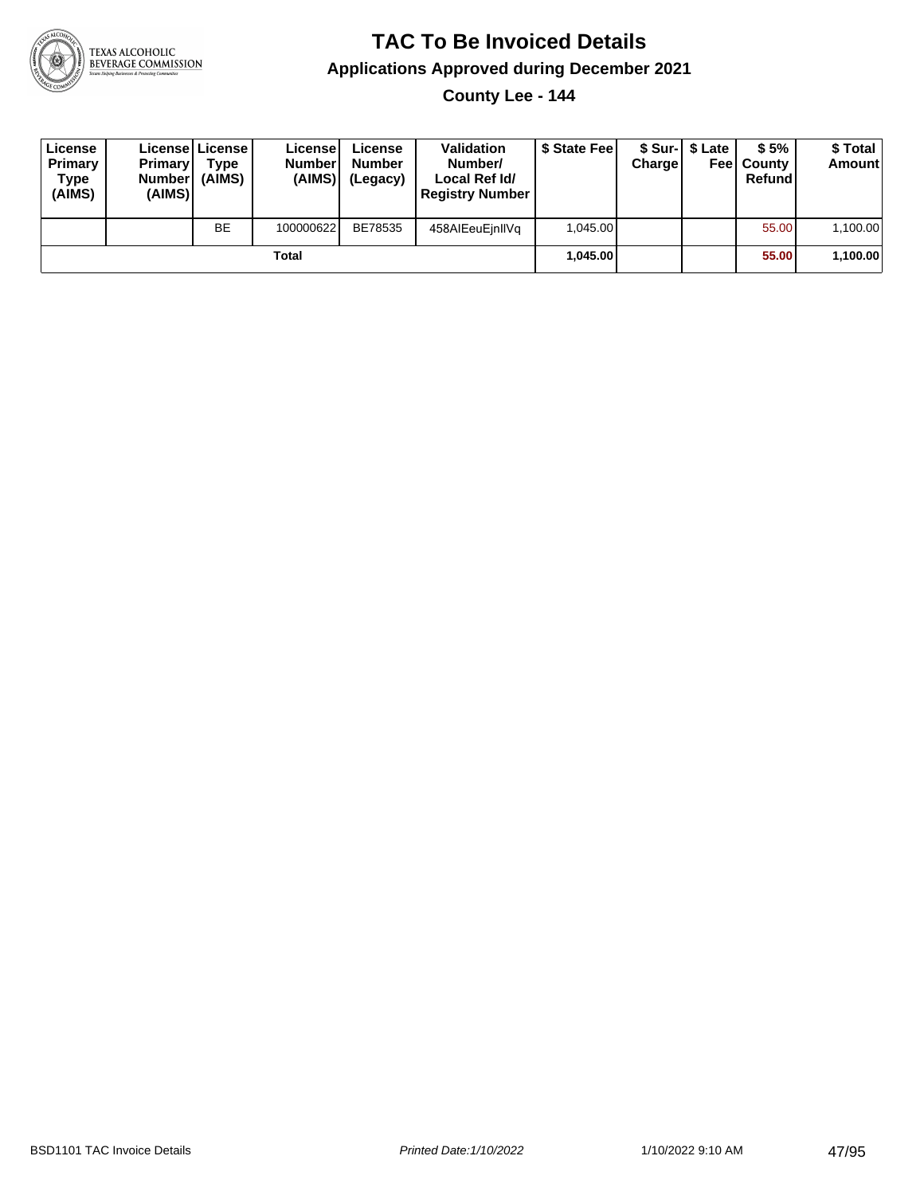# TAC To Be Invoiced Details

## Applications Approved during December 2021

### County Lee - 144

| License Primary Type (AIMS) | License Primary Number (AIMS) | License Type (AIMS) | License Number (AIMS) | License Number (Legacy) | Validation Number/ Local Ref Id/ Registry Number | $ State Fee | $ Sur-Charge | $ Late Fee | $ 5% County Refund | $ Total Amount |
|---|---|---|---|---|---|---|---|---|---|---|
| | | BE | 100000622 | BE78535 | 458AIEeuEjnIlVq | 1,045.00 | | | 55.00 | 1,100.00 |
| | | | Total | | | **1,045.00** | | | **55.00** | **1,100.00** |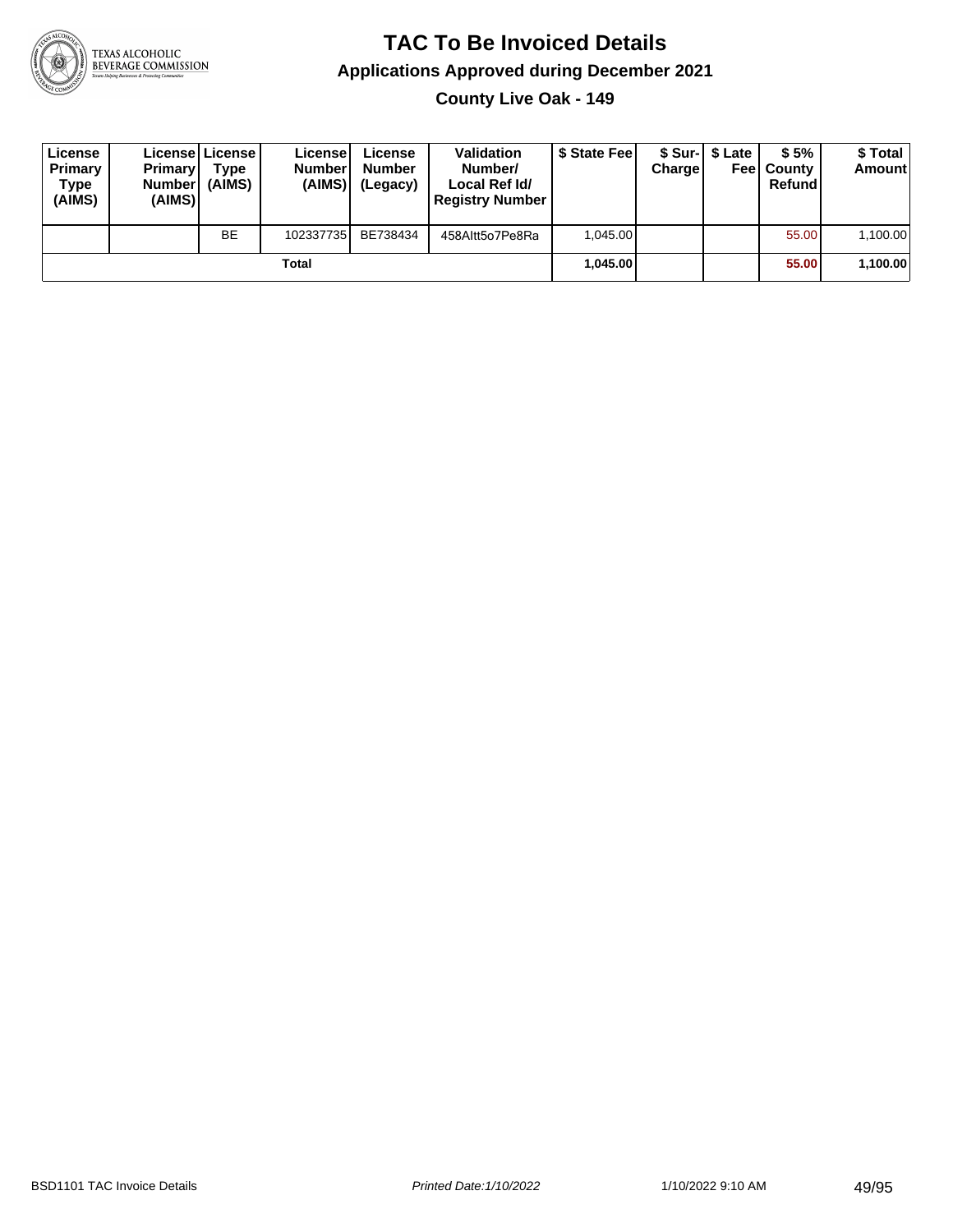# TAC To Be Invoiced Details

## Applications Approved during December 2021

### County Live Oak - 149

| License Primary Type (AIMS) | License Primary Number (AIMS) | License Type (AIMS) | License Number (AIMS) | License Number (Legacy) | Validation Number/ Local Ref Id/ Registry Number | $ State Fee | $ Sur-Charge | $ Late Fee | $ 5% County Refund | $ Total Amount |
|---|---|---|---|---|---|---|---|---|---|---|
| | | BE | 102337735 | BE738434 | 458AItt5o7Pe8Ra | 1,045.00 | | | 55.00 | 1,100.00 |
| | | | **Total** | | | **1,045.00** | | | **55.00** | **1,100.00** |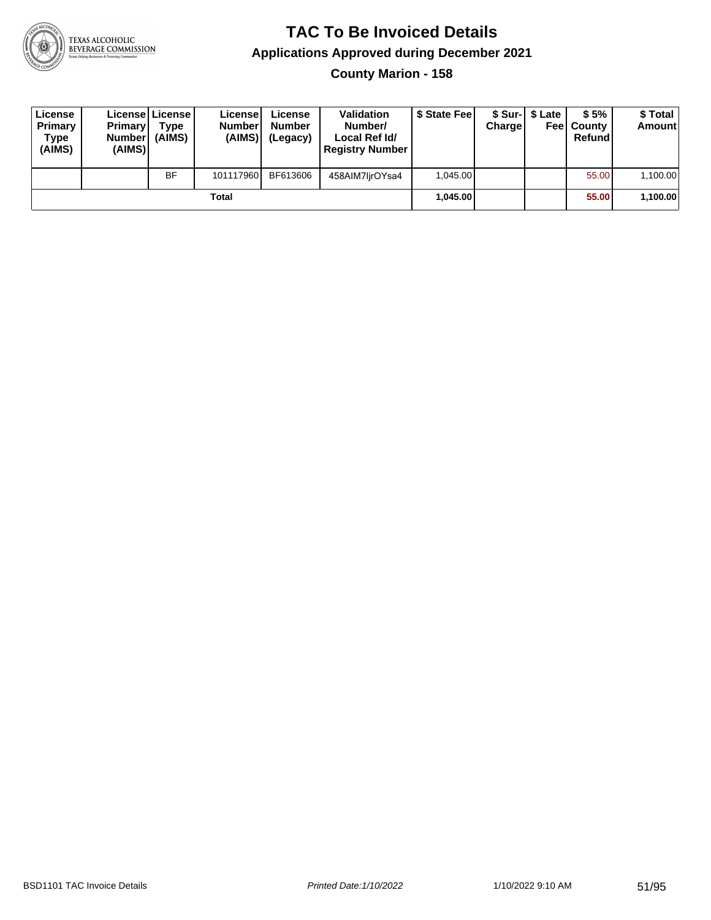# TAC To Be Invoiced Details

## Applications Approved during December 2021

### County Marion - 158

| License Primary Type (AIMS) | License Primary Number (AIMS) | License Type (AIMS) | License Number (AIMS) | License Number (Legacy) | Validation Number/ Local Ref Id/ Registry Number | $ State Fee | $ Sur-Charge | $ Late Fee | $ 5% County Refund | $ Total Amount |
|---|---|---|---|---|---|---|---|---|---|---|
| | | BF | 101117960 | BF613606 | 458AIM7ljrOYsa4 | 1,045.00 | | | 55.00 | 1,100.00 |
| | | | Total | | | **1,045.00** | | | **55.00** | **1,100.00** |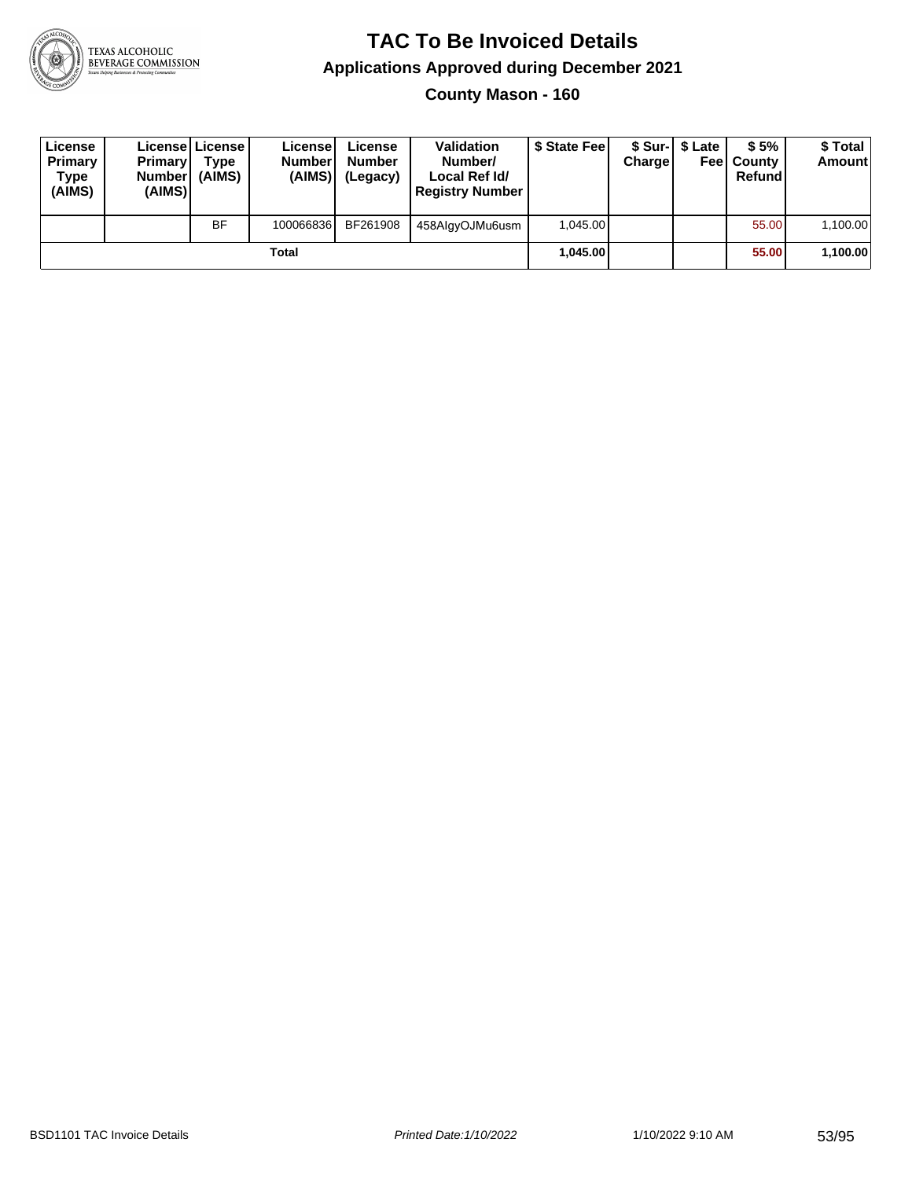# TAC To Be Invoiced Details

## Applications Approved during December 2021

### County Mason - 160

| License Primary Type (AIMS) | License Primary Number (AIMS) | License Type (AIMS) | License Number (AIMS) | License Number (Legacy) | Validation Number/ Local Ref Id/ Registry Number | $ State Fee | $ Sur-Charge | $ Late Fee | $ 5% County Refund | $ Total Amount |
|---|---|---|---|---|---|---|---|---|---|---|
| | | BF | 100066836 | BF261908 | 458AlgyOJMu6usm | 1,045.00 | | | 55.00 | 1,100.00 |
| **Total** | | | | | | **1,045.00** | | | **55.00** | **1,100.00** |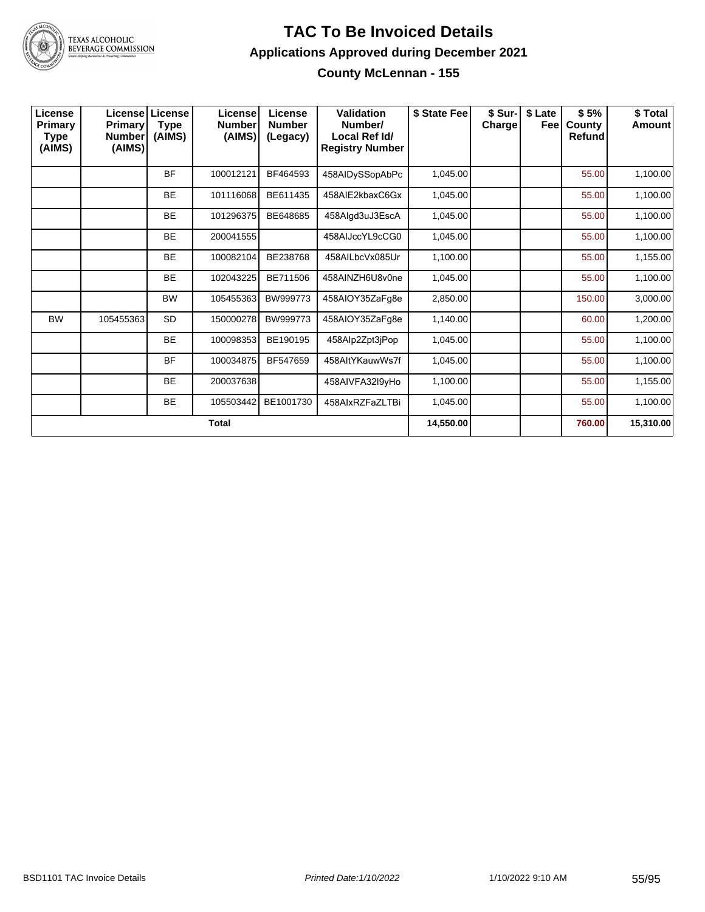# TAC To Be Invoiced Details

## Applications Approved during December 2021

### County McLennan - 155

| License Primary Type (AIMS) | License Primary Number (AIMS) | License Type (AIMS) | License Number (AIMS) | License Number (Legacy) | Validation Number/ Local Ref Id/ Registry Number | $ State Fee | $ Sur-Charge | $ Late Fee | $ 5% County Refund | $ Total Amount |
|---|---|---|---|---|---|---|---|---|---|---|
| | | BF | 100012121 | BF464593 | 458AIDySSopAbPc | 1,045.00 | | | 55.00 | 1,100.00 |
| | | BE | 101116068 | BE611435 | 458AIE2kbaxC6Gx | 1,045.00 | | | 55.00 | 1,100.00 |
| | | BE | 101296375 | BE648685 | 458AIgd3uJ3EscA | 1,045.00 | | | 55.00 | 1,100.00 |
| | | BE | 200041555 | | 458AIJccYL9cCG0 | 1,045.00 | | | 55.00 | 1,100.00 |
| | | BE | 100082104 | BE238768 | 458AILbcVx085Ur | 1,100.00 | | | 55.00 | 1,155.00 |
| | | BE | 102043225 | BE711506 | 458AINZH6U8v0ne | 1,045.00 | | | 55.00 | 1,100.00 |
| | | BW | 105455363 | BW999773 | 458AIOY35ZaFg8e | 2,850.00 | | | 150.00 | 3,000.00 |
| BW | 105455363 | SD | 150000278 | BW999773 | 458AIOY35ZaFg8e | 1,140.00 | | | 60.00 | 1,200.00 |
| | | BE | 100098353 | BE190195 | 458AIp2Zpt3jPop | 1,045.00 | | | 55.00 | 1,100.00 |
| | | BF | 100034875 | BF547659 | 458AItYKauwWs7f | 1,045.00 | | | 55.00 | 1,100.00 |
| | | BE | 200037638 | | 458AIVFA32I9yHo | 1,100.00 | | | 55.00 | 1,155.00 |
| | | BE | 105503442 | BE1001730 | 458AIxRZFaZLTBi | 1,045.00 | | | 55.00 | 1,100.00 |
| | | | **Total** | | | **14,550.00** | | | **760.00** | **15,310.00** |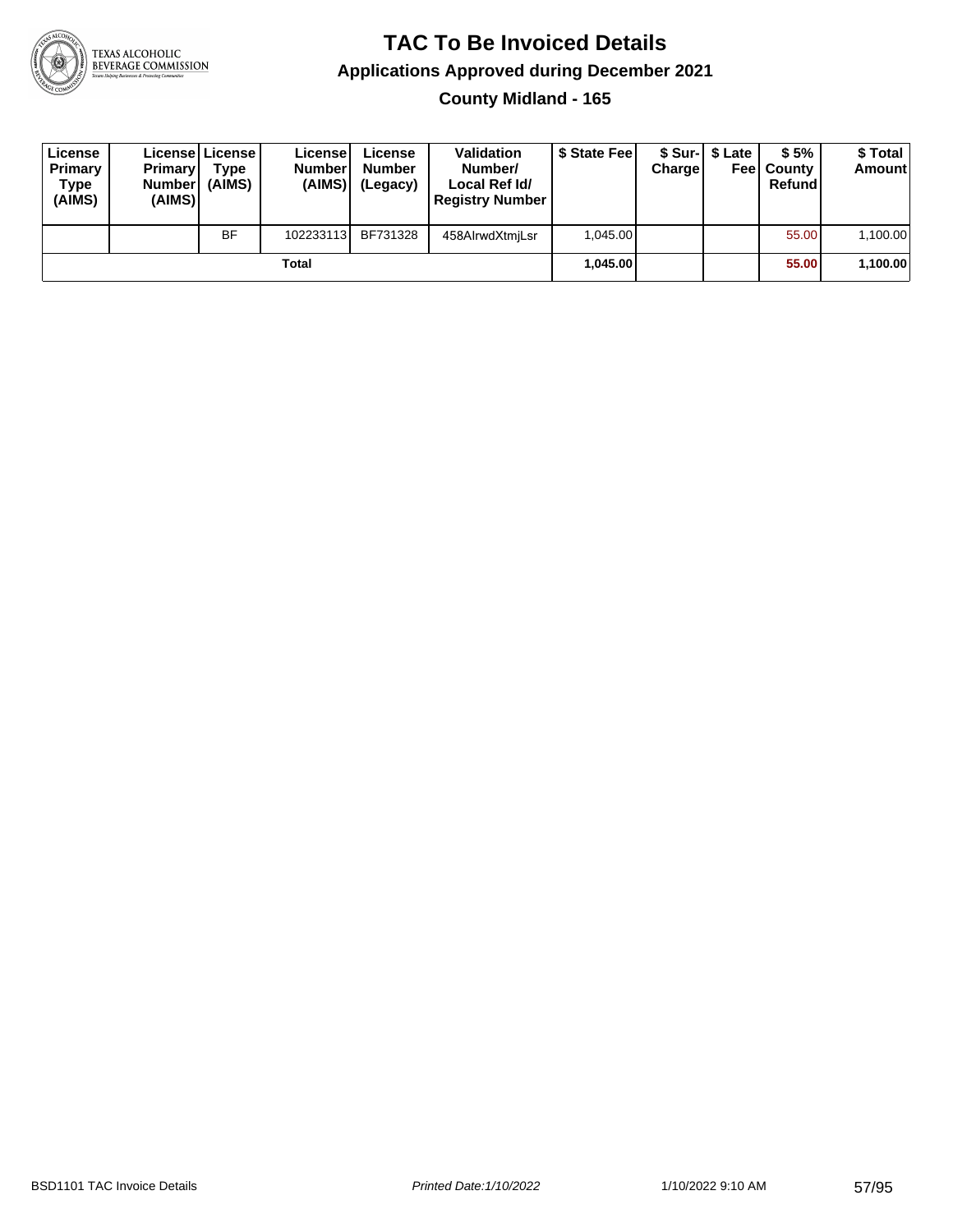# TAC To Be Invoiced Details

## Applications Approved during December 2021

### County Midland - 165

| License Primary Type (AIMS) | License Primary Number (AIMS) | License Type (AIMS) | License Number (AIMS) | License Number (Legacy) | Validation Number/ Local Ref Id/ Registry Number | $ State Fee | $ Sur-Charge | $ Late Fee | $ 5% County Refund | $ Total Amount |
|---|---|---|---|---|---|---|---|---|---|---|
| | | BF | 102233113 | BF731328 | 458AIrwdXtmjLsr | 1,045.00 | | | 55.00 | 1,100.00 |
| | | | Total | | | **1,045.00** | | | **55.00** | **1,100.00** |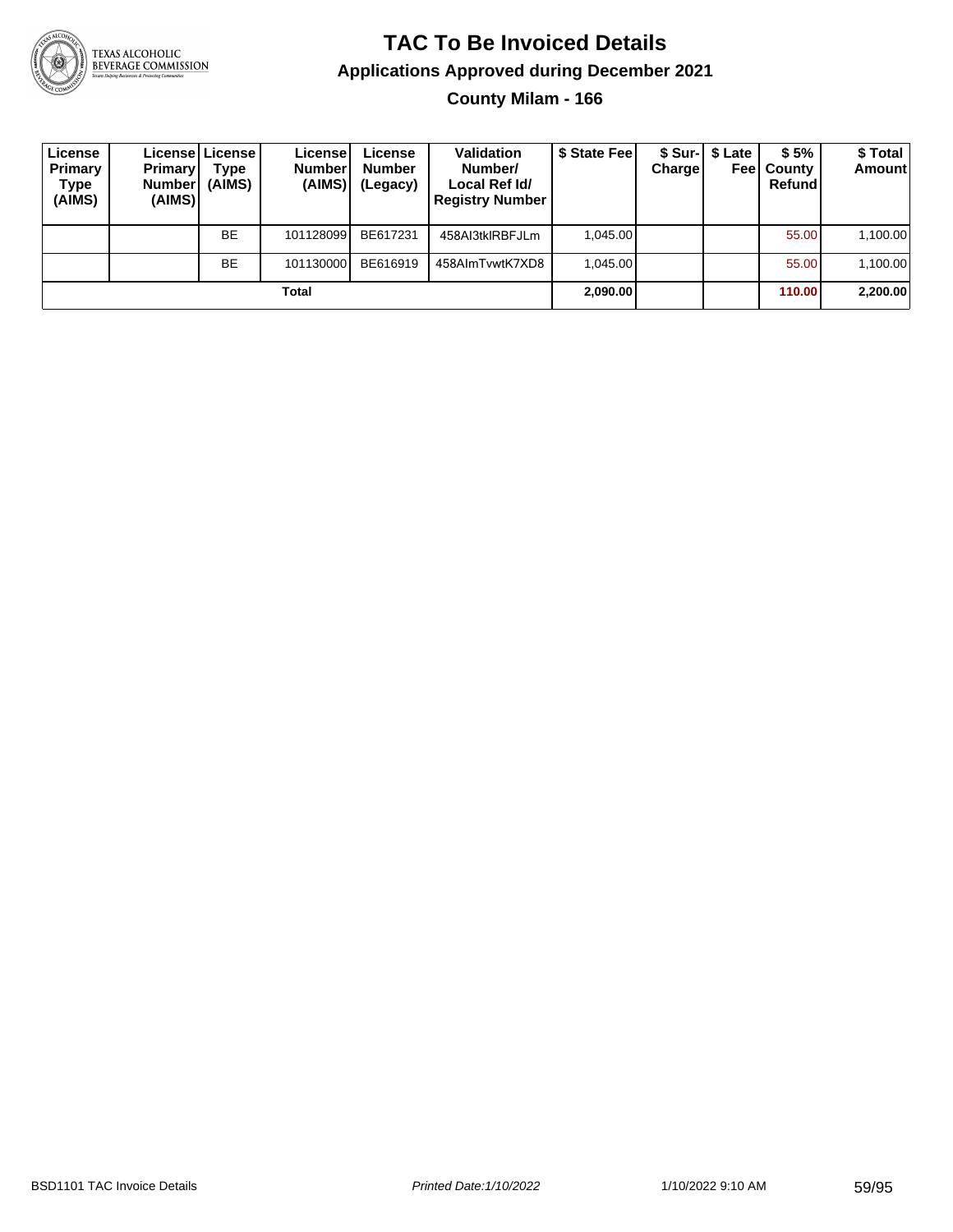# TAC To Be Invoiced Details

## Applications Approved during December 2021

### County Milam - 166

| License Primary Type (AIMS) | License Primary Number (AIMS) | License Type (AIMS) | License Number (AIMS) | License Number (Legacy) | Validation Number/ Local Ref Id/ Registry Number | $ State Fee | $ Sur-Charge | $ Late Fee | $ 5% County Refund | $ Total Amount |
|---|---|---|---|---|---|---|---|---|---|---|
| | | BE | 101128099 | BE617231 | 458AI3tklRBFJLm | 1,045.00 | | | 55.00 | 1,100.00 |
| | | BE | 101130000 | BE616919 | 458AImTvwtK7XD8 | 1,045.00 | | | 55.00 | 1,100.00 |
| **Total** | | | | | | **2,090.00** | | | **110.00** | **2,200.00** |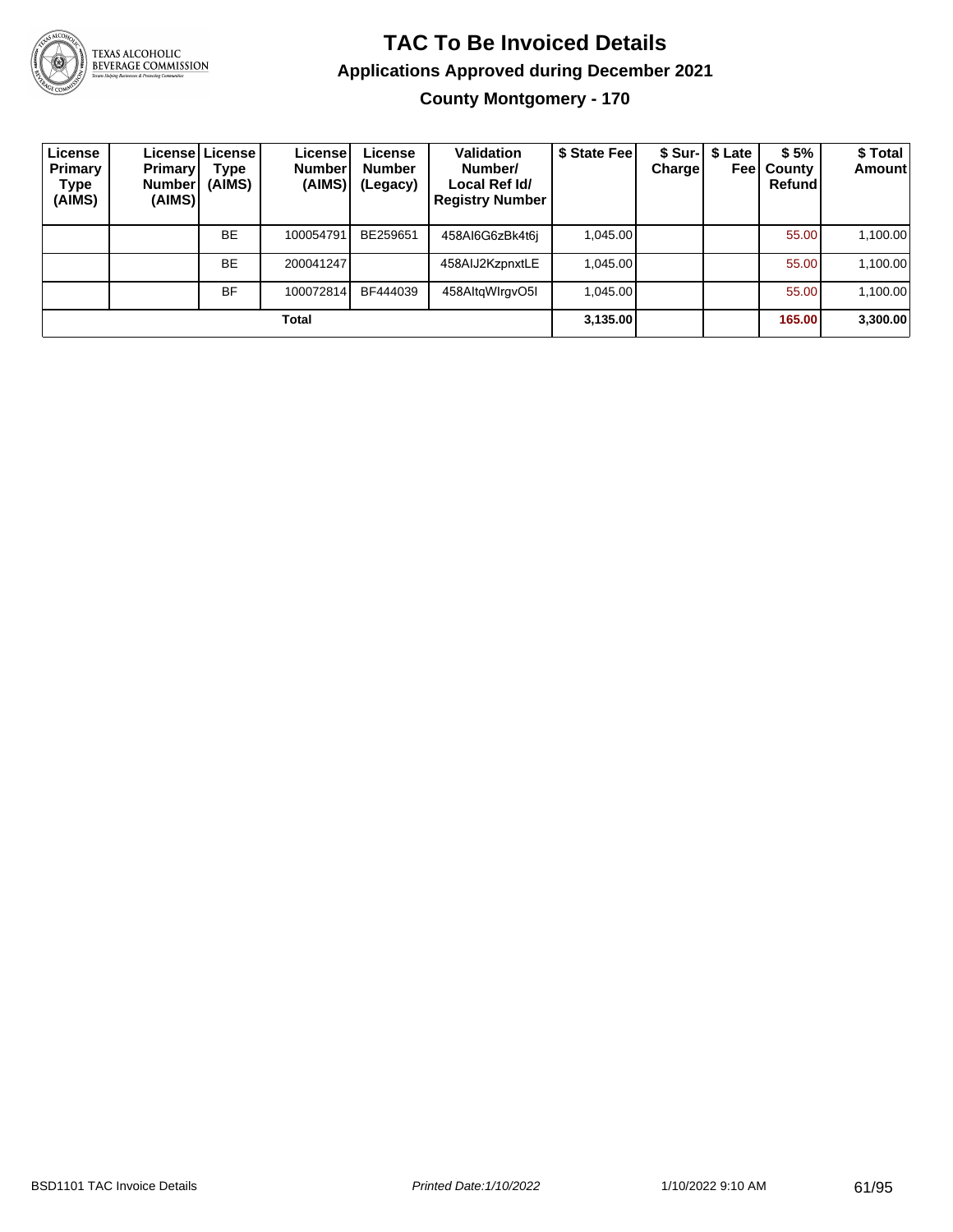# TAC To Be Invoiced Details

## Applications Approved during December 2021

### County Montgomery - 170

| License Primary Type (AIMS) | License Primary Number (AIMS) | License Type (AIMS) | License Number (AIMS) | License Number (Legacy) | Validation Number/ Local Ref Id/ Registry Number | $ State Fee | $ Sur-Charge | $ Late Fee | $ 5% County Refund | $ Total Amount |
|---|---|---|---|---|---|---|---|---|---|---|
| | | BE | 100054791 | BE259651 | 458AI6G6zBk4t6j | 1,045.00 | | | 55.00 | 1,100.00 |
| | | BE | 200041247 | | 458AIJ2KzpnxtLE | 1,045.00 | | | 55.00 | 1,100.00 |
| | | BF | 100072814 | BF444039 | 458AItqWIrgvO5I | 1,045.00 | | | 55.00 | 1,100.00 |
| **Total** | | | | | | **3,135.00** | | | **165.00** | **3,300.00** |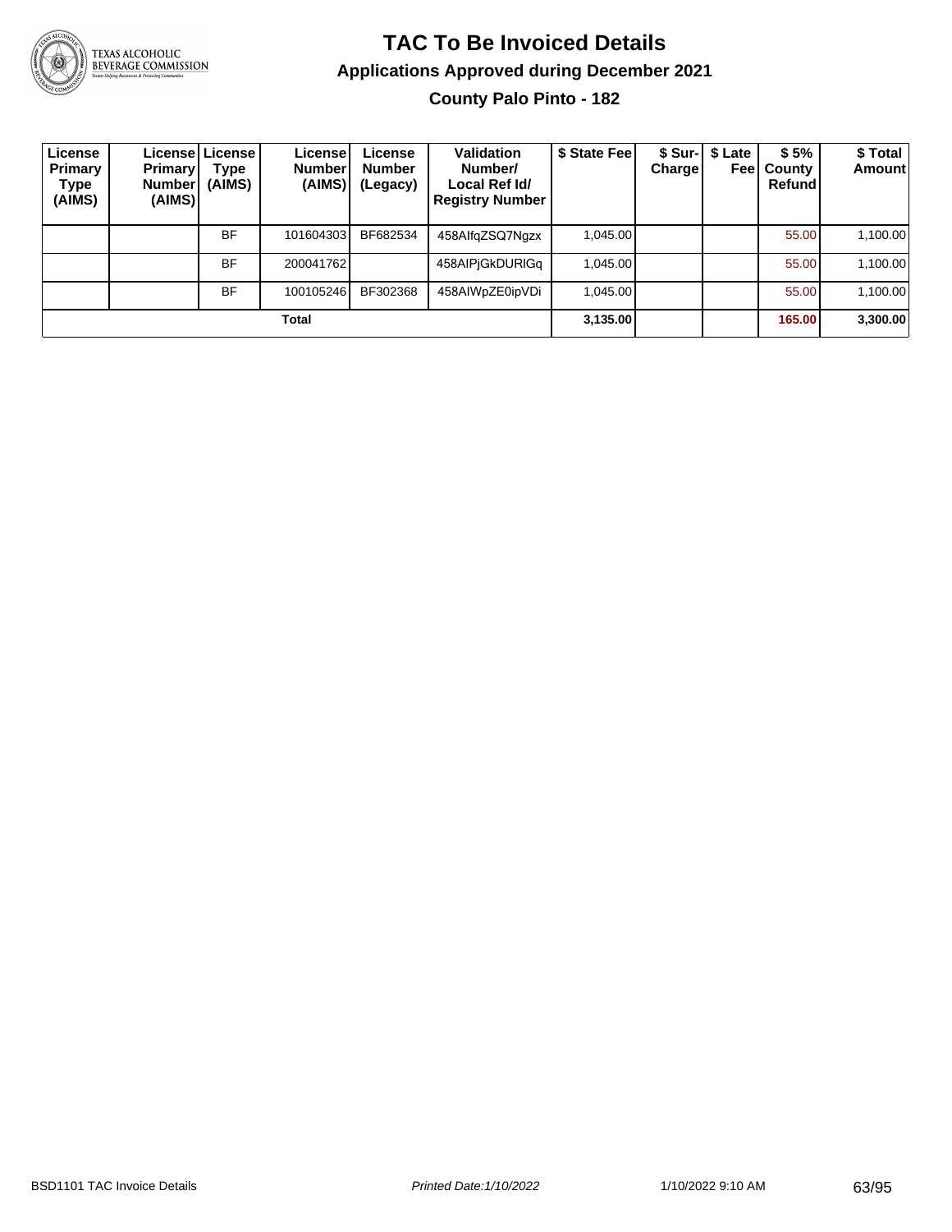# TAC To Be Invoiced Details

## Applications Approved during December 2021

### County Palo Pinto - 182

| License Primary Type (AIMS) | License Primary Number (AIMS) | License Type (AIMS) | License Number (AIMS) | License Number (Legacy) | Validation Number/ Local Ref Id/ Registry Number | $ State Fee | $ Sur-Charge | $ Late Fee | $ 5% County Refund | $ Total Amount |
|---|---|---|---|---|---|---|---|---|---|---|
| | | BF | 101604303 | BF682534 | 458AIfqZSQ7Ngzx | 1,045.00 | | | 55.00 | 1,100.00 |
| | | BF | 200041762 | | 458AIPjGkDURlGq | 1,045.00 | | | 55.00 | 1,100.00 |
| | | BF | 100105246 | BF302368 | 458AIWpZE0ipVDi | 1,045.00 | | | 55.00 | 1,100.00 |
| | | | Total | | | 3,135.00 | | | 165.00 | 3,300.00 |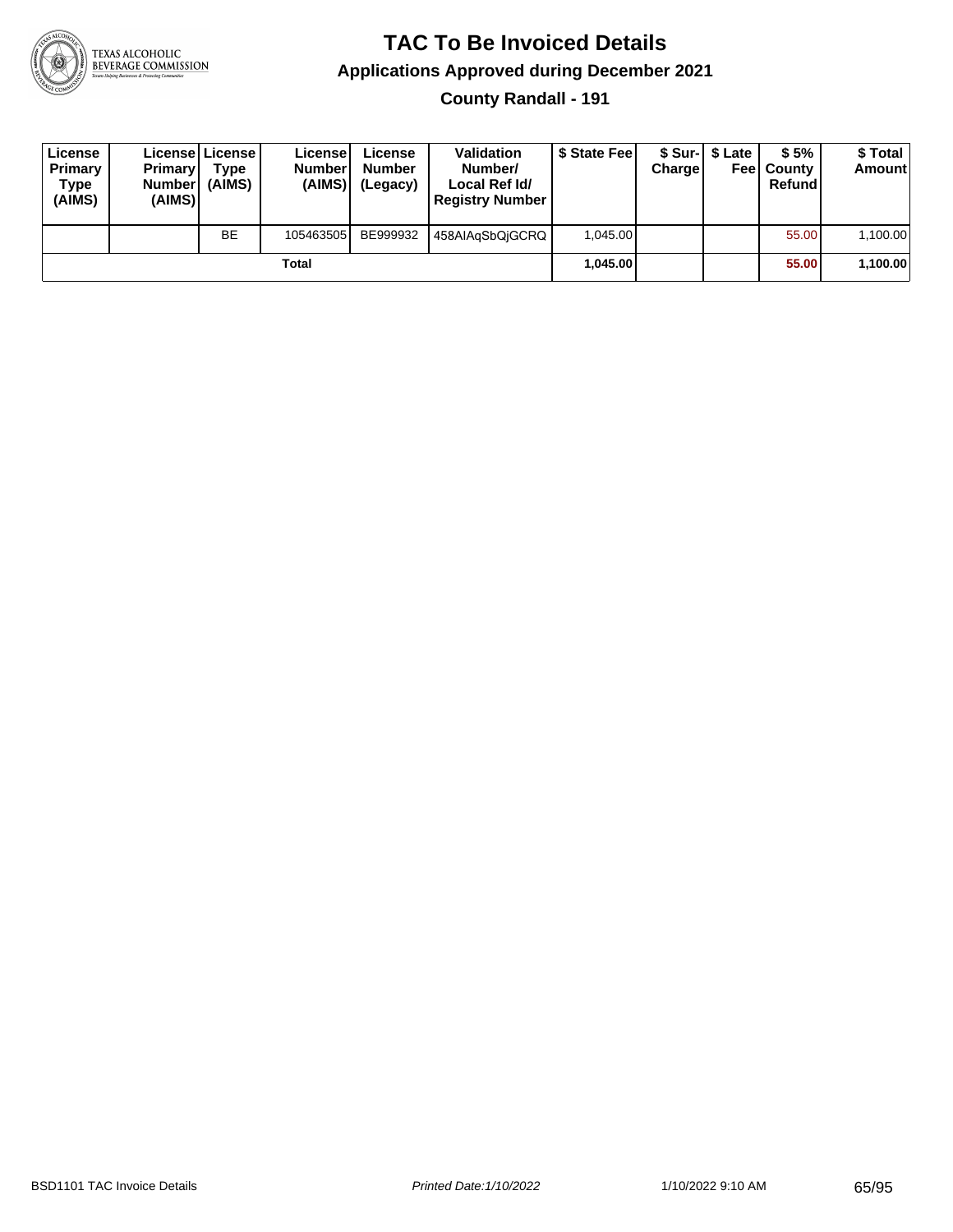# TAC To Be Invoiced Details

## Applications Approved during December 2021

### County Randall - 191

| License Primary Type (AIMS) | License Primary Number (AIMS) | License Type (AIMS) | License Number (AIMS) | License Number (Legacy) | Validation Number/ Local Ref Id/ Registry Number | $ State Fee | $ Sur-Charge | $ Late Fee | $ 5% County Refund | $ Total Amount |
|---|---|---|---|---|---|---|---|---|---|---|
| | | BE | 105463505 | BE999932 | 458AIAqSbQjGCRQ | 1,045.00 | | | 55.00 | 1,100.00 |
| | | | Total | | | **1,045.00** | | | **55.00** | **1,100.00** |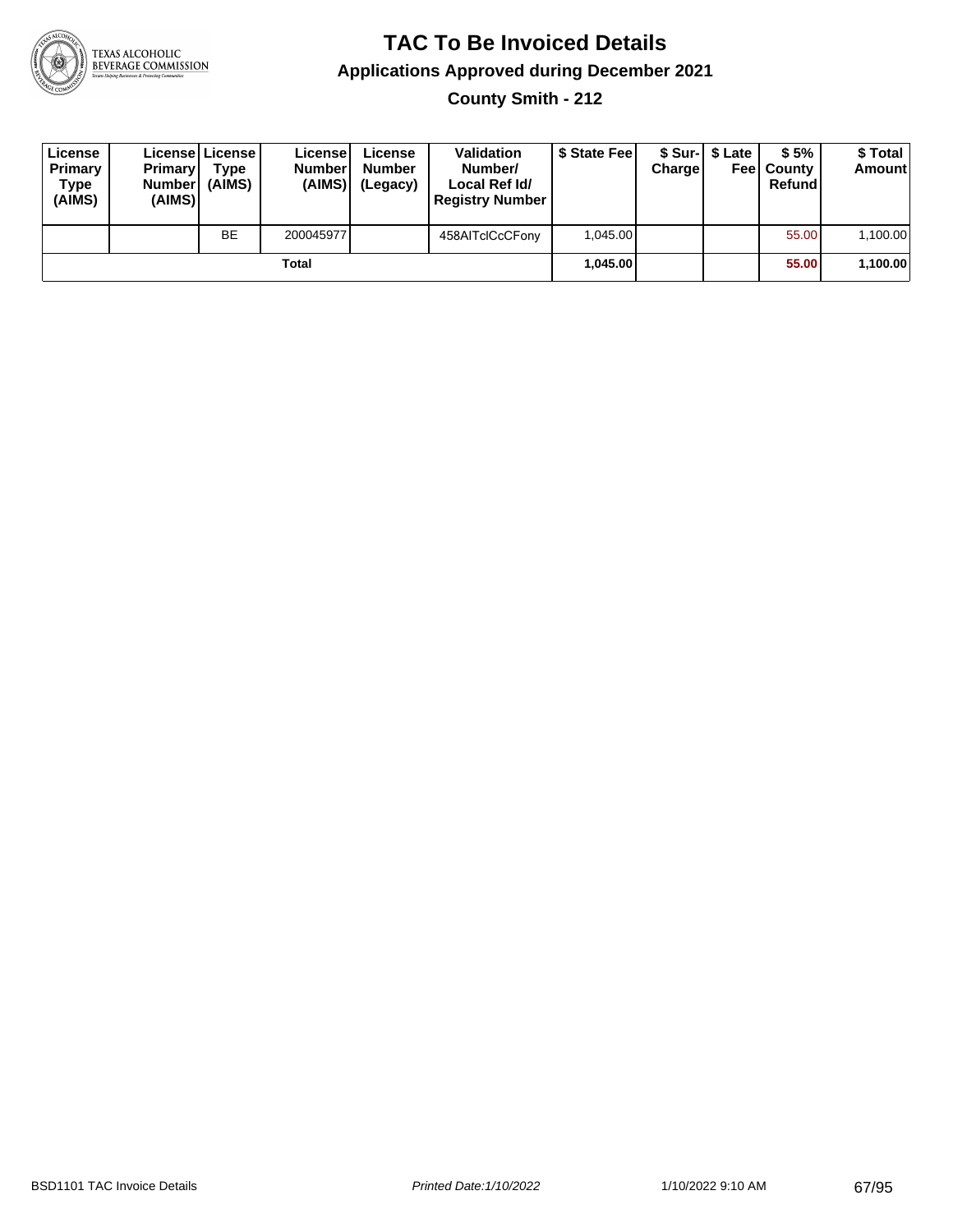# TAC To Be Invoiced Details

## Applications Approved during December 2021

### County Smith - 212

| License Primary Type (AIMS) | License Primary Number (AIMS) | License Type (AIMS) | License Number (AIMS) | License Number (Legacy) | Validation Number/ Local Ref Id/ Registry Number | $ State Fee | $ Sur-Charge | $ Late Fee | $ 5% County Refund | $ Total Amount |
|---|---|---|---|---|---|---|---|---|---|---|
| | | BE | 200045977 | | 458AITclCcCFony | 1,045.00 | | | 55.00 | 1,100.00 |
| | | | Total | | | **1,045.00** | | | **55.00** | **1,100.00** |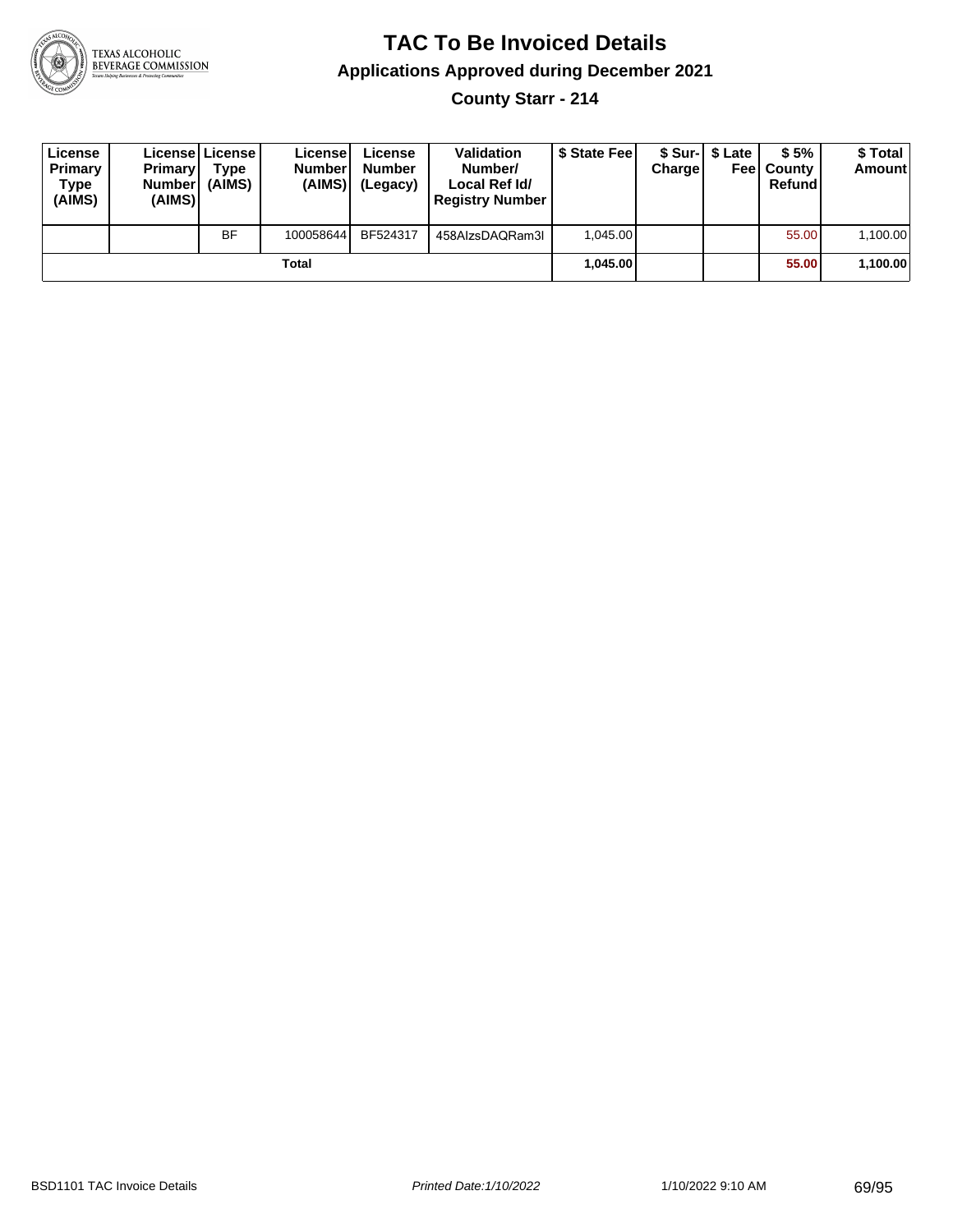# TAC To Be Invoiced Details

## Applications Approved during December 2021

### County Starr - 214

| License Primary Type (AIMS) | License Primary Number (AIMS) | License Type (AIMS) | License Number (AIMS) | License Number (Legacy) | Validation Number/ Local Ref Id/ Registry Number | $ State Fee | $ Sur-Charge | $ Late Fee | $ 5% County Refund | $ Total Amount |
|---|---|---|---|---|---|---|---|---|---|---|
| | | BF | 100058644 | BF524317 | 458AlzsDAQRam3l | 1,045.00 | | | 55.00 | 1,100.00 |
| | | | Total | | | **1,045.00** | | | **55.00** | **1,100.00** |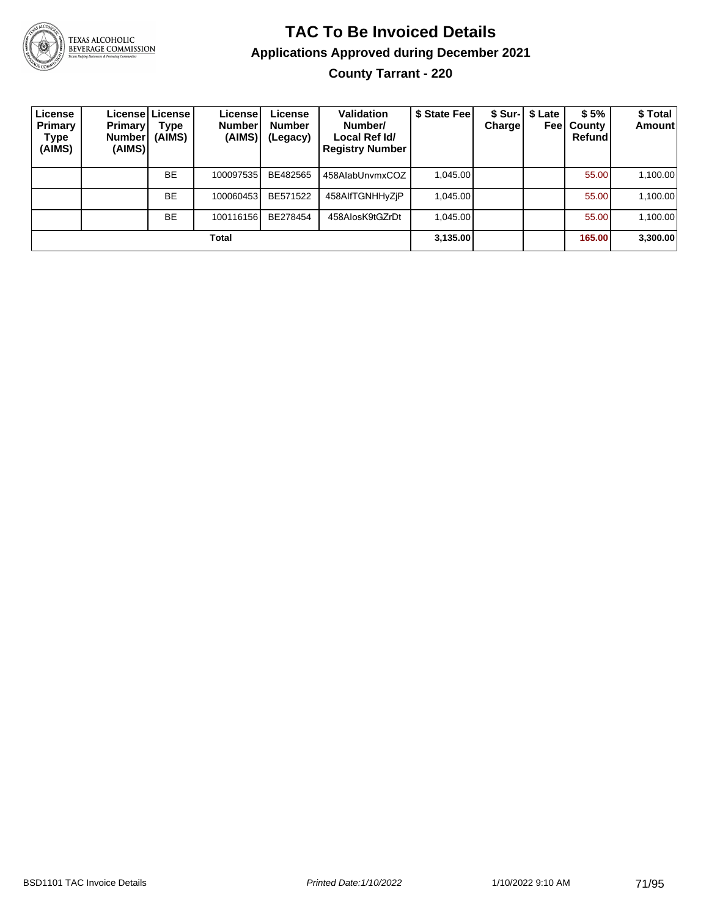# TAC To Be Invoiced Details

## Applications Approved during December 2021

### County Tarrant - 220

| License Primary Type (AIMS) | License Primary Number (AIMS) | License Type (AIMS) | License Number (AIMS) | License Number (Legacy) | Validation Number/ Local Ref Id/ Registry Number | $ State Fee | $ Sur-Charge | $ Late Fee | $ 5% County Refund | $ Total Amount |
|---|---|---|---|---|---|---|---|---|---|---|
| | | BE | 100097535 | BE482565 | 458AlabUnvmxCOZ | 1,045.00 | | | 55.00 | 1,100.00 |
| | | BE | 100060453 | BE571522 | 458AlfTGNHHyZjP | 1,045.00 | | | 55.00 | 1,100.00 |
| | | BE | 100116156 | BE278454 | 458AlosK9tGZrDt | 1,045.00 | | | 55.00 | 1,100.00 |
| **Total** | | | | | | **3,135.00** | | | **165.00** | **3,300.00** |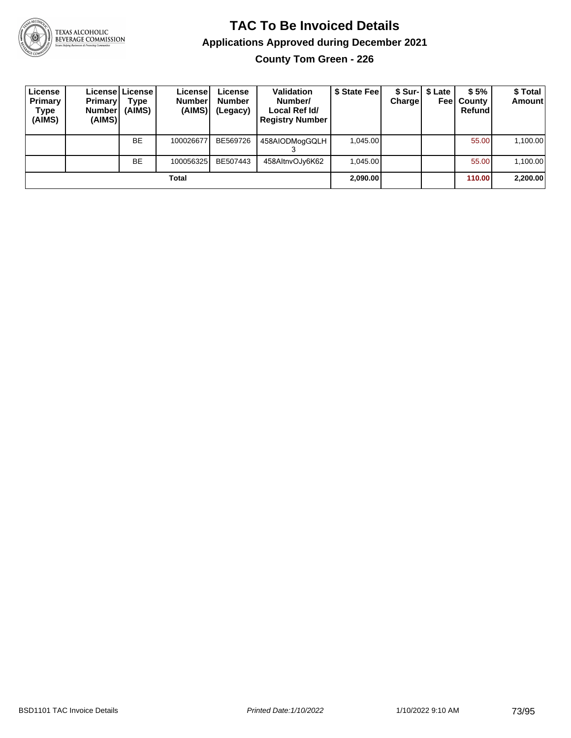# TAC To Be Invoiced Details

## Applications Approved during December 2021

### County Tom Green - 226

| License Primary Type (AIMS) | License Primary Number (AIMS) | License Type (AIMS) | License Number (AIMS) | License Number (Legacy) | Validation Number/ Local Ref Id/ Registry Number | $ State Fee | $ Sur-Charge | $ Late Fee | $ 5% County Refund | $ Total Amount |
|---|---|---|---|---|---|---|---|---|---|---|
| | | BE | 100026677 | BE569726 | 458AIODMogGQLH3 | 1,045.00 | | | 55.00 | 1,100.00 |
| | | BE | 100056325 | BE507443 | 458AltnvOJy6K62 | 1,045.00 | | | 55.00 | 1,100.00 |
| | | | | **Total** | | **2,090.00** | | | **110.00** | **2,200.00** |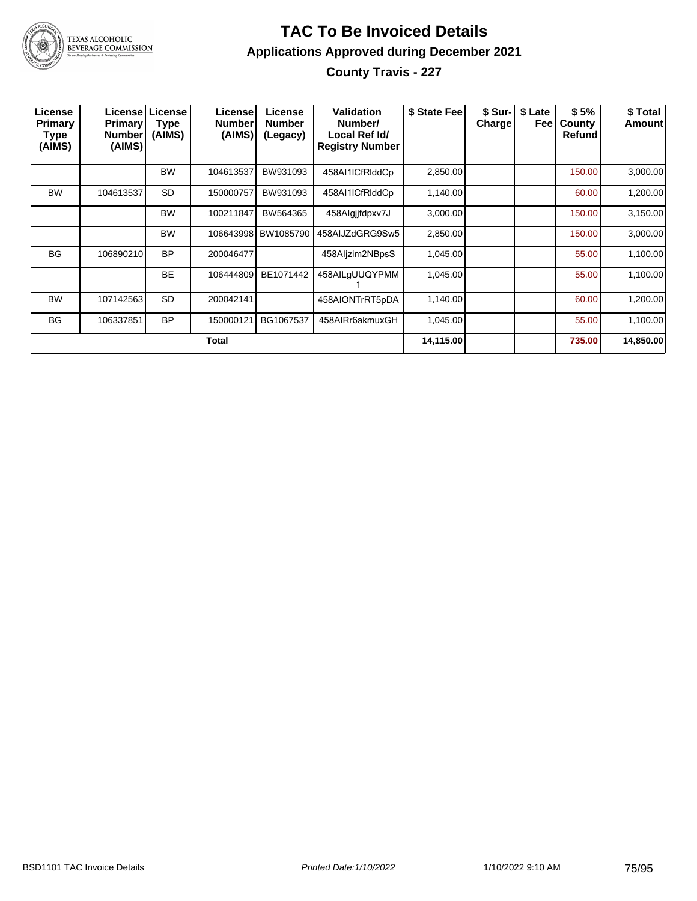# TAC To Be Invoiced Details

## Applications Approved during December 2021

### County Travis - 227

| License Primary Type (AIMS) | License Primary Number (AIMS) | License Type (AIMS) | License Number (AIMS) | License Number (Legacy) | Validation Number/ Local Ref Id/ Registry Number | $ State Fee | $ Sur-Charge | $ Late Fee | $ 5% County Refund | $ Total Amount |
|---|---|---|---|---|---|---|---|---|---|---|
| | | BW | 104613537 | BW931093 | 458AI1ICfRlddCp | 2,850.00 | | | 150.00 | 3,000.00 |
| BW | 104613537 | SD | 150000757 | BW931093 | 458AI1ICfRlddCp | 1,140.00 | | | 60.00 | 1,200.00 |
| | | BW | 100211847 | BW564365 | 458Algjjfdpxv7J | 3,000.00 | | | 150.00 | 3,150.00 |
| | | BW | 106643998 | BW1085790 | 458AIJZdGRG9Sw5 | 2,850.00 | | | 150.00 | 3,000.00 |
| BG | 106890210 | BP | 200046477 | | 458Aljzim2NBpsS | 1,045.00 | | | 55.00 | 1,100.00 |
| | | BE | 106444809 | BE1071442 | 458AILgUUQYPMM1 | 1,045.00 | | | 55.00 | 1,100.00 |
| BW | 107142563 | SD | 200042141 | | 458AIONTrRT5pDA | 1,140.00 | | | 60.00 | 1,200.00 |
| BG | 106337851 | BP | 150000121 | BG1067537 | 458AIRr6akmuxGH | 1,045.00 | | | 55.00 | 1,100.00 |
| | | | Total | | | 14,115.00 | | | 735.00 | 14,850.00 |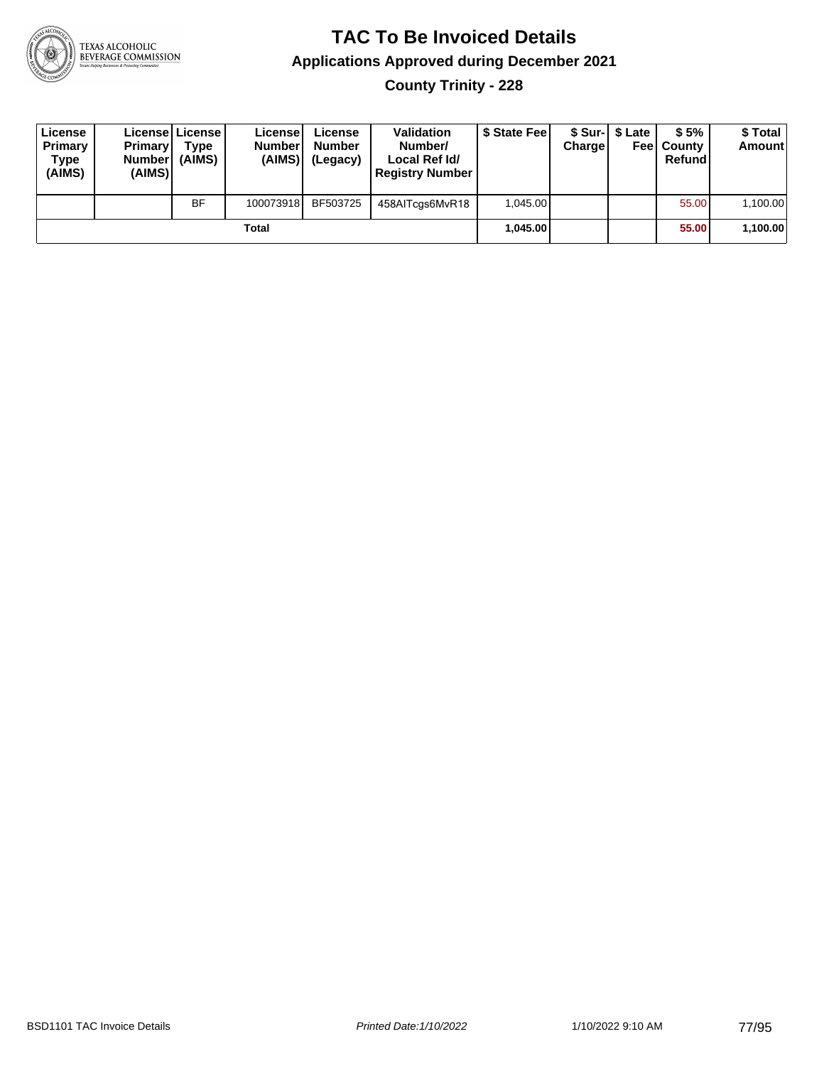# TAC To Be Invoiced Details

## Applications Approved during December 2021

### County Trinity - 228

| License Primary Type (AIMS) | License Primary Number (AIMS) | License Type (AIMS) | License Number (AIMS) | License Number (Legacy) | Validation Number/ Local Ref Id/ Registry Number | $ State Fee | $ Sur-Charge | $ Late Fee | $ 5% County Refund | $ Total Amount |
|---|---|---|---|---|---|---|---|---|---|---|
| | | BF | 100073918 | BF503725 | 458AITcgs6MvR18 | 1,045.00 | | | 55.00 | 1,100.00 |
| | | | Total | | | **1,045.00** | | | **55.00** | **1,100.00** |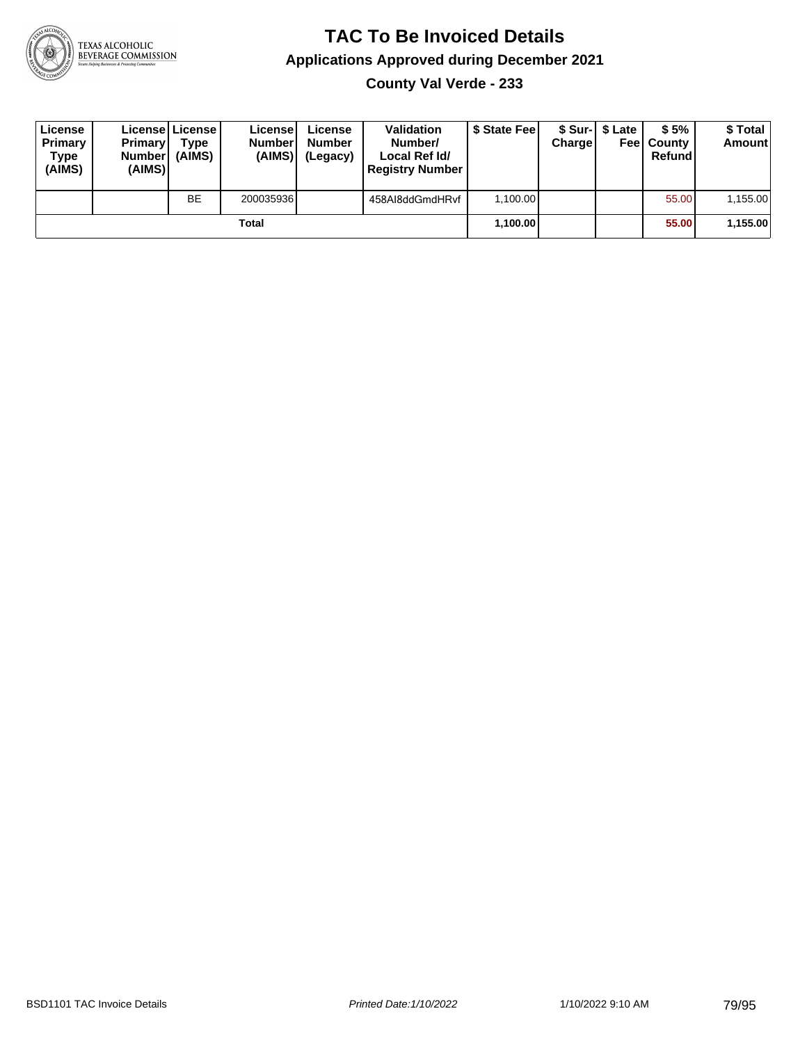# TAC To Be Invoiced Details

## Applications Approved during December 2021

### County Val Verde - 233

| License Primary Type (AIMS) | License Primary Number (AIMS) | License Type (AIMS) | License Number (AIMS) | License Number (Legacy) | Validation Number/ Local Ref Id/ Registry Number | $ State Fee | $ Sur-Charge | $ Late Fee | $ 5% County Refund | $ Total Amount |
|---|---|---|---|---|---|---|---|---|---|---|
| | | BE | 200035936 | | 458AI8ddGmdHRvf | 1,100.00 | | | 55.00 | 1,155.00 |
| | | | Total | | | **1,100.00** | | | **55.00** | **1,155.00** |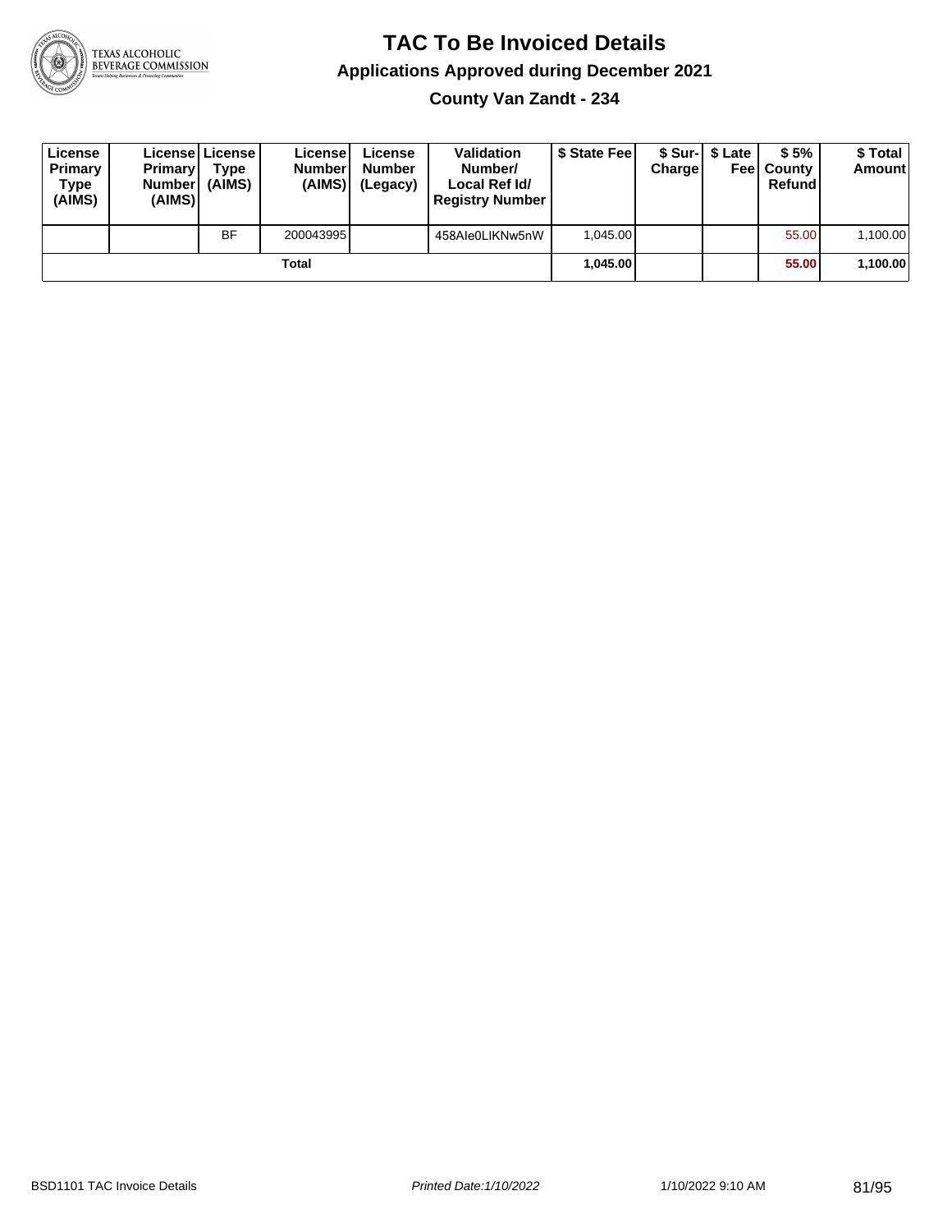# TAC To Be Invoiced Details

## Applications Approved during December 2021

### County Van Zandt - 234

| License Primary Type (AIMS) | License Primary Number (AIMS) | License Type (AIMS) | License Number (AIMS) | License Number (Legacy) | Validation Number/ Local Ref Id/ Registry Number | $ State Fee | $ Sur-Charge | $ Late Fee | $ 5% County Refund | $ Total Amount |
|---|---|---|---|---|---|---|---|---|---|---|
| | | BF | 200043995 | | 458AIe0LIKNw5nW | 1,045.00 | | | 55.00 | 1,100.00 |
| **Total** | | | | | | **1,045.00** | | | **55.00** | **1,100.00** |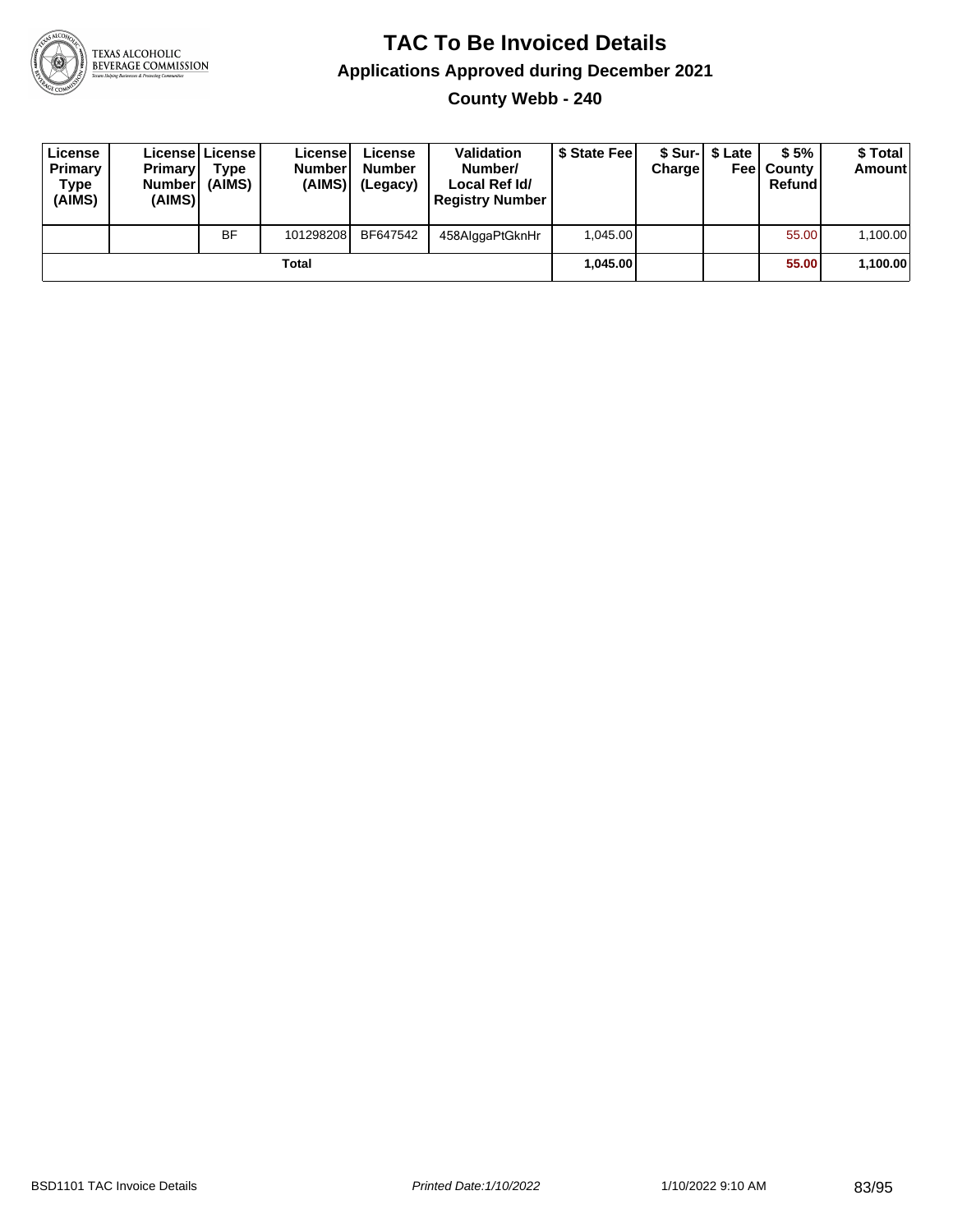# TAC To Be Invoiced Details

## Applications Approved during December 2021

### County Webb - 240

| License Primary Type (AIMS) | License Primary Number (AIMS) | License Type (AIMS) | License Number (AIMS) | License Number (Legacy) | Validation Number/ Local Ref Id/ Registry Number | $ State Fee | $ Sur-Charge | $ Late Fee | $ 5% County Refund | $ Total Amount |
|---|---|---|---|---|---|---|---|---|---|---|
| | | BF | 101298208 | BF647542 | 458AlggaPtGknHr | 1,045.00 | | | 55.00 | 1,100.00 |
| | | | Total | | | **1,045.00** | | | **55.00** | **1,100.00** |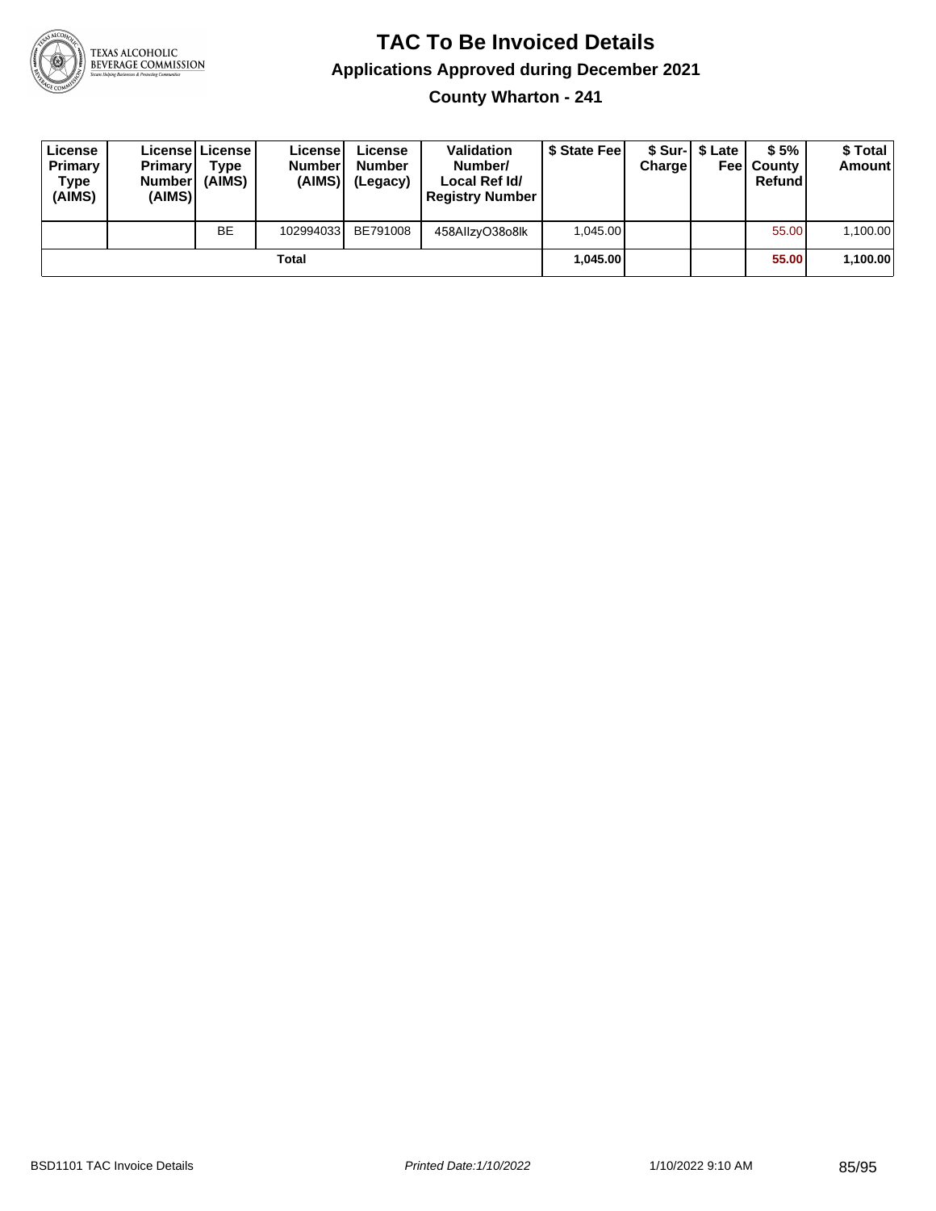# TAC To Be Invoiced Details

## Applications Approved during December 2021

### County Wharton - 241

| License Primary Type (AIMS) | License Primary Number (AIMS) | License Type (AIMS) | License Number (AIMS) | License Number (Legacy) | Validation Number/ Local Ref Id/ Registry Number | $ State Fee | $ Sur-Charge | $ Late Fee | $ 5% County Refund | $ Total Amount |
|---|---|---|---|---|---|---|---|---|---|---|
| | | BE | 102994033 | BE791008 | 458AIlzyO38o8lk | 1,045.00 | | | 55.00 | 1,100.00 |
| | | | Total | | | **1,045.00** | | | **55.00** | **1,100.00** |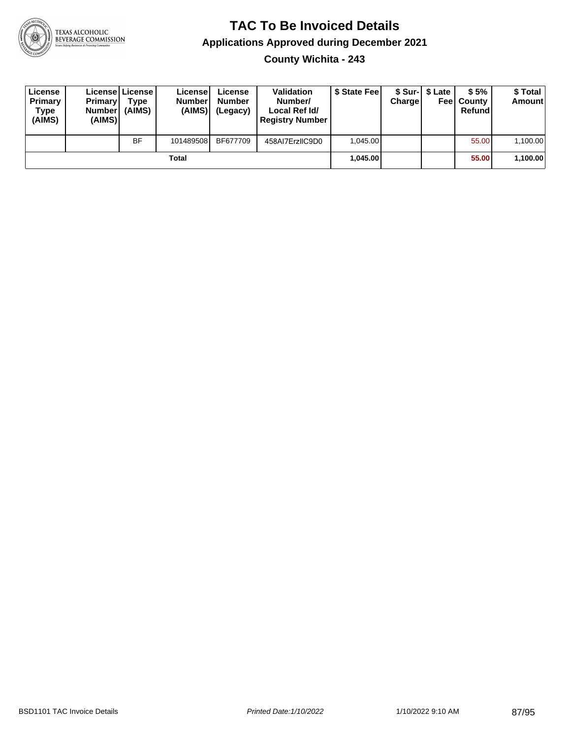# TAC To Be Invoiced Details

## Applications Approved during December 2021

### County Wichita - 243

| License Primary Type (AIMS) | License Primary Number (AIMS) | License Type (AIMS) | License Number (AIMS) | License Number (Legacy) | Validation Number/ Local Ref Id/ Registry Number | $ State Fee | $ Sur-Charge | $ Late Fee | $ 5% County Refund | $ Total Amount |
|---|---|---|---|---|---|---|---|---|---|---|
| | | BF | 101489508 | BF677709 | 458AI7ErzIIC9D0 | 1,045.00 | | | 55.00 | 1,100.00 |
| | | | Total | | | **1,045.00** | | | **55.00** | **1,100.00** |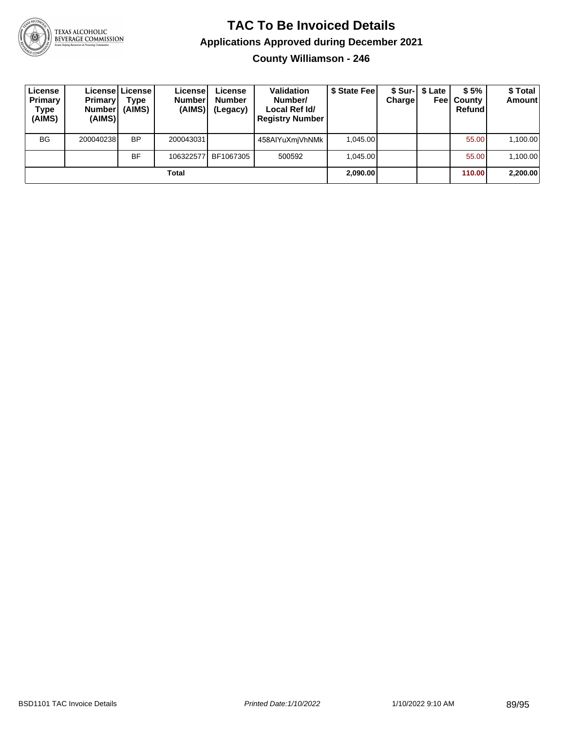# TAC To Be Invoiced Details

## Applications Approved during December 2021

### County Williamson - 246

| License Primary Type (AIMS) | License Primary Number (AIMS) | License Type (AIMS) | License Number (AIMS) | License Number (Legacy) | Validation Number/ Local Ref Id/ Registry Number | $ State Fee | $ Sur-Charge | $ Late Fee | $ 5% County Refund | $ Total Amount |
|---|---|---|---|---|---|---|---|---|---|---|
| BG | 200040238 | BP | 200043031 | | 458AIYuXmjVhNMk | 1,045.00 | | | 55.00 | 1,100.00 |
| | | BF | 106322577 | BF1067305 | 500592 | 1,045.00 | | | 55.00 | 1,100.00 |
| **Total** | | | | | | **2,090.00** | | | **110.00** | **2,200.00** |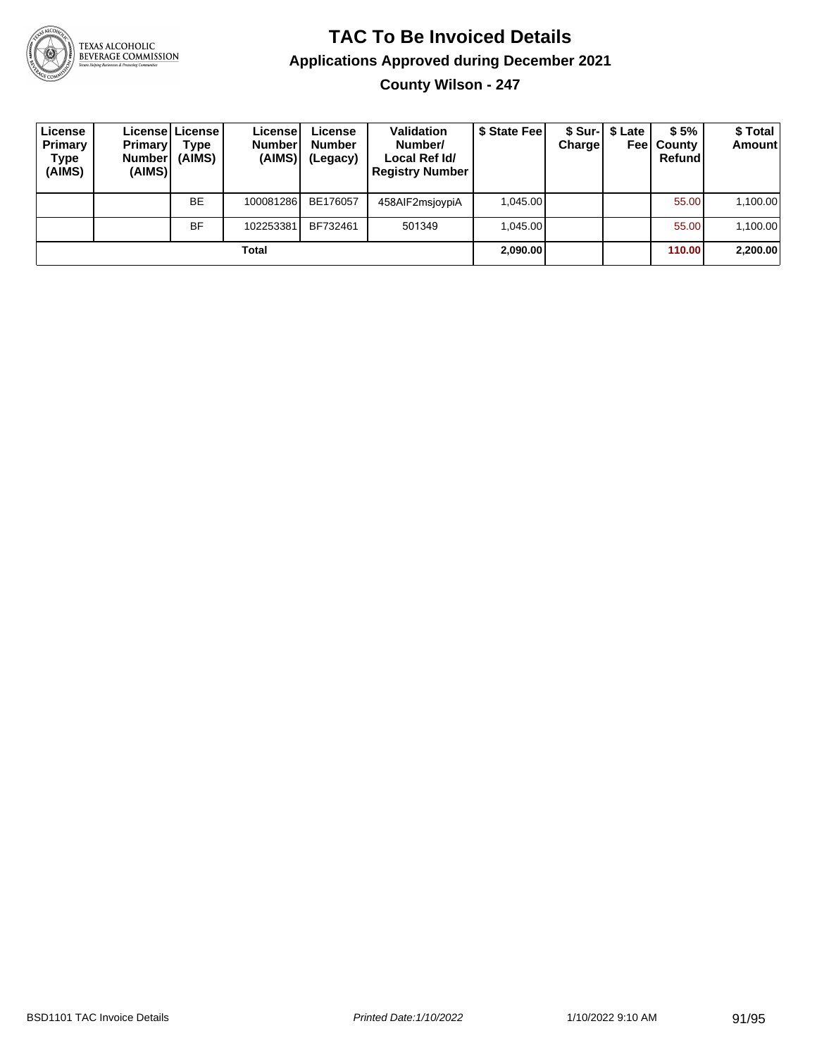# TAC To Be Invoiced Details

## Applications Approved during December 2021

### County Wilson - 247

| License Primary Type (AIMS) | License Primary Number (AIMS) | License Type (AIMS) | License Number (AIMS) | License Number (Legacy) | Validation Number/ Local Ref Id/ Registry Number | $ State Fee | $ Sur-Charge | $ Late Fee | $ 5% County Refund | $ Total Amount |
|---|---|---|---|---|---|---|---|---|---|---|
| | | BE | 100081286 | BE176057 | 458AIF2msjoypiA | 1,045.00 | | | 55.00 | 1,100.00 |
| | | BF | 102253381 | BF732461 | 501349 | 1,045.00 | | | 55.00 | 1,100.00 |
| **Total** | | | | | | **2,090.00** | | | **110.00** | **2,200.00** |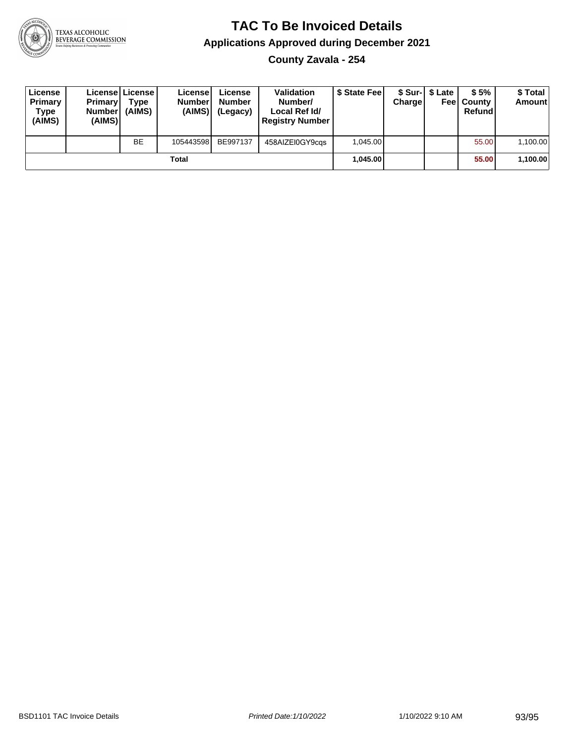# TAC To Be Invoiced Details

## Applications Approved during December 2021

### County Zavala - 254

| License Primary Type (AIMS) | License Primary Number (AIMS) | License Type (AIMS) | License Number (AIMS) | License Number (Legacy) | Validation Number/ Local Ref Id/ Registry Number | $ State Fee | $ Sur-Charge | $ Late Fee | $ 5% County Refund | $ Total Amount |
|---|---|---|---|---|---|---|---|---|---|---|
| | | BE | 105443598 | BE997137 | 458AIZEI0GY9cqs | 1,045.00 | | | 55.00 | 1,100.00 |
| | | | Total | | | **1,045.00** | | | **55.00** | **1,100.00** |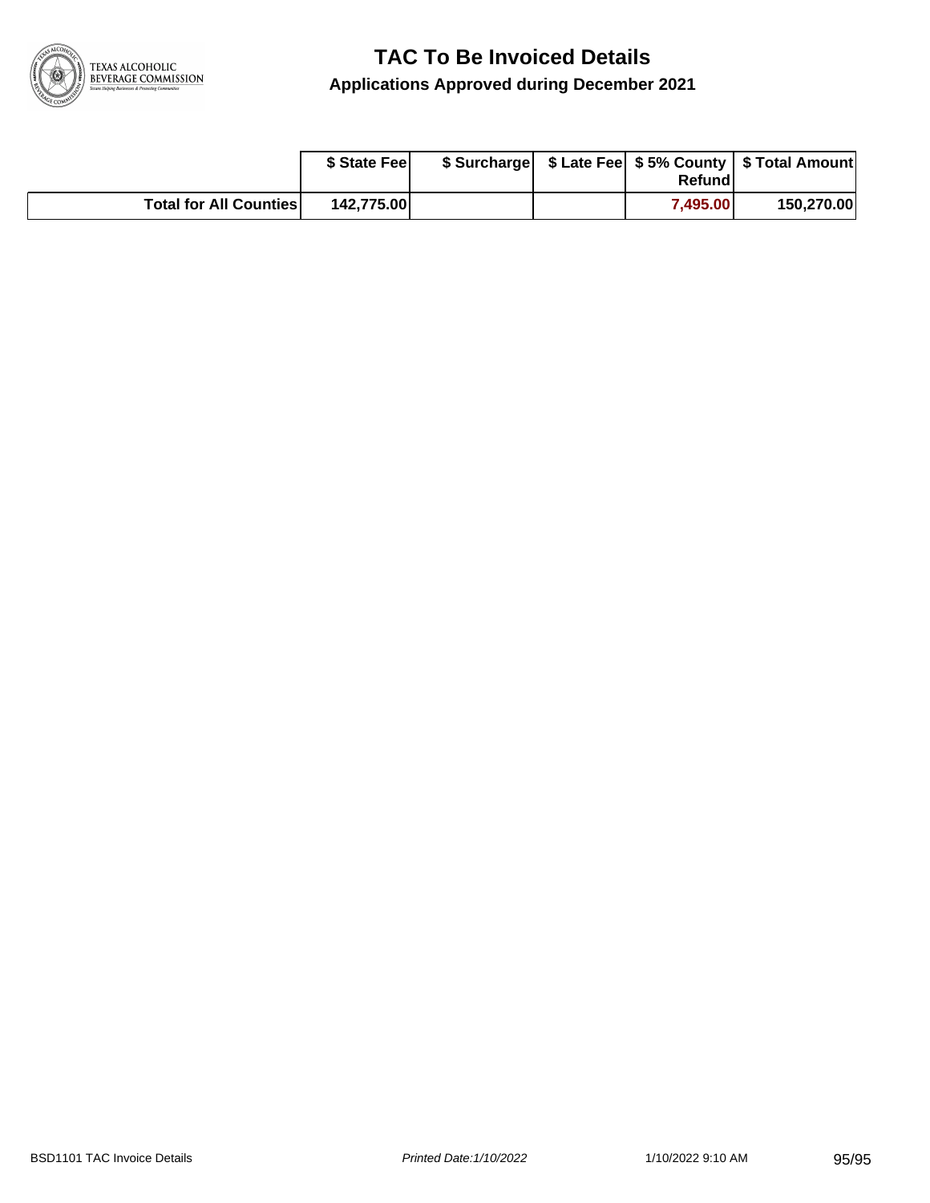# TAC To Be Invoiced Details

## Applications Approved during December 2021

| | $ State Fee | $ Surcharge | $ Late Fee | $ 5% County Refund | $ Total Amount |
|---|---|---|---|---|---|
| **Total for All Counties** | 142,775.00 | | | 7,495.00 | 150,270.00 |